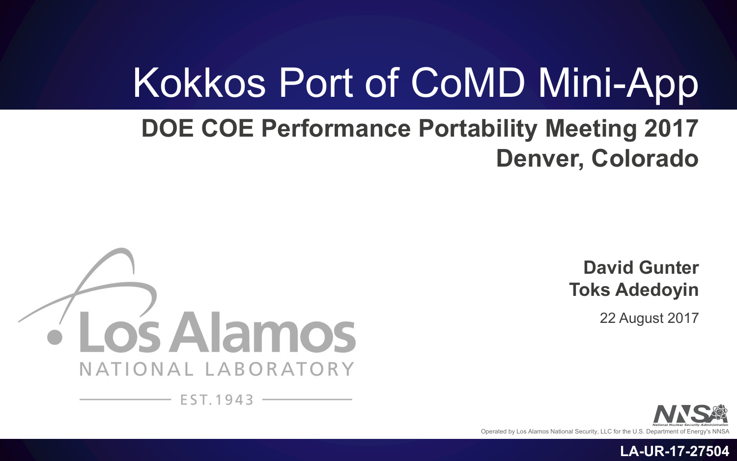# Kokkos Port of CoMD Mini-App

## DOE COE Performance Portability Meeting 2017
## Denver, Colorado

Los Alamos NATIONAL LABORATORY
EST. 1943

**David Gunter**
**Toks Adedoyin**

22 August 2017

NNSA National Nuclear Security Administration

Operated by Los Alamos National Security, LLC for the U.S. Department of Energy's NNSA

**LA-UR-17-27504**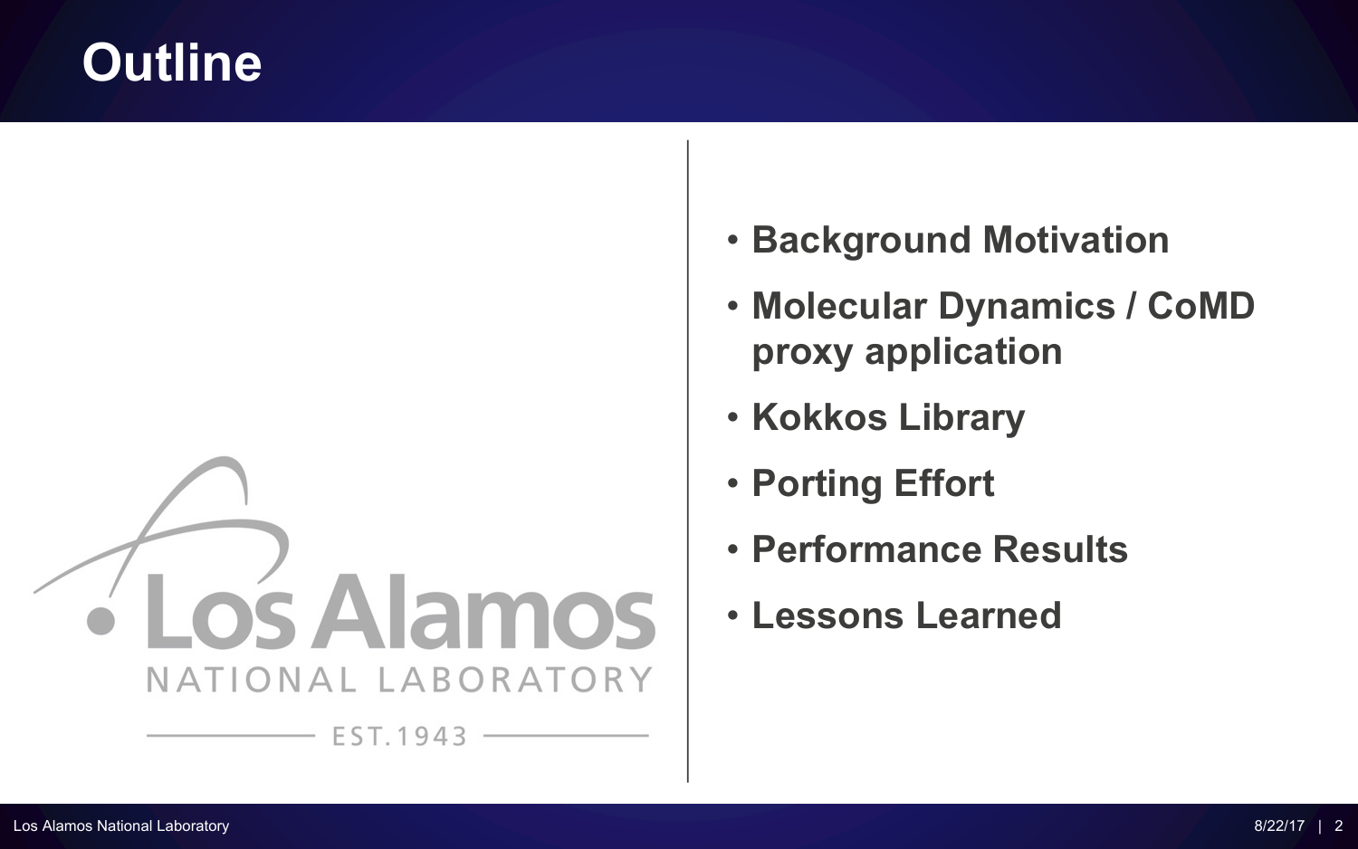# Outline

- **Background Motivation**
- **Molecular Dynamics / CoMD proxy application**
- **Kokkos Library**
- **Porting Effort**
- **Performance Results**
- **Lessons Learned**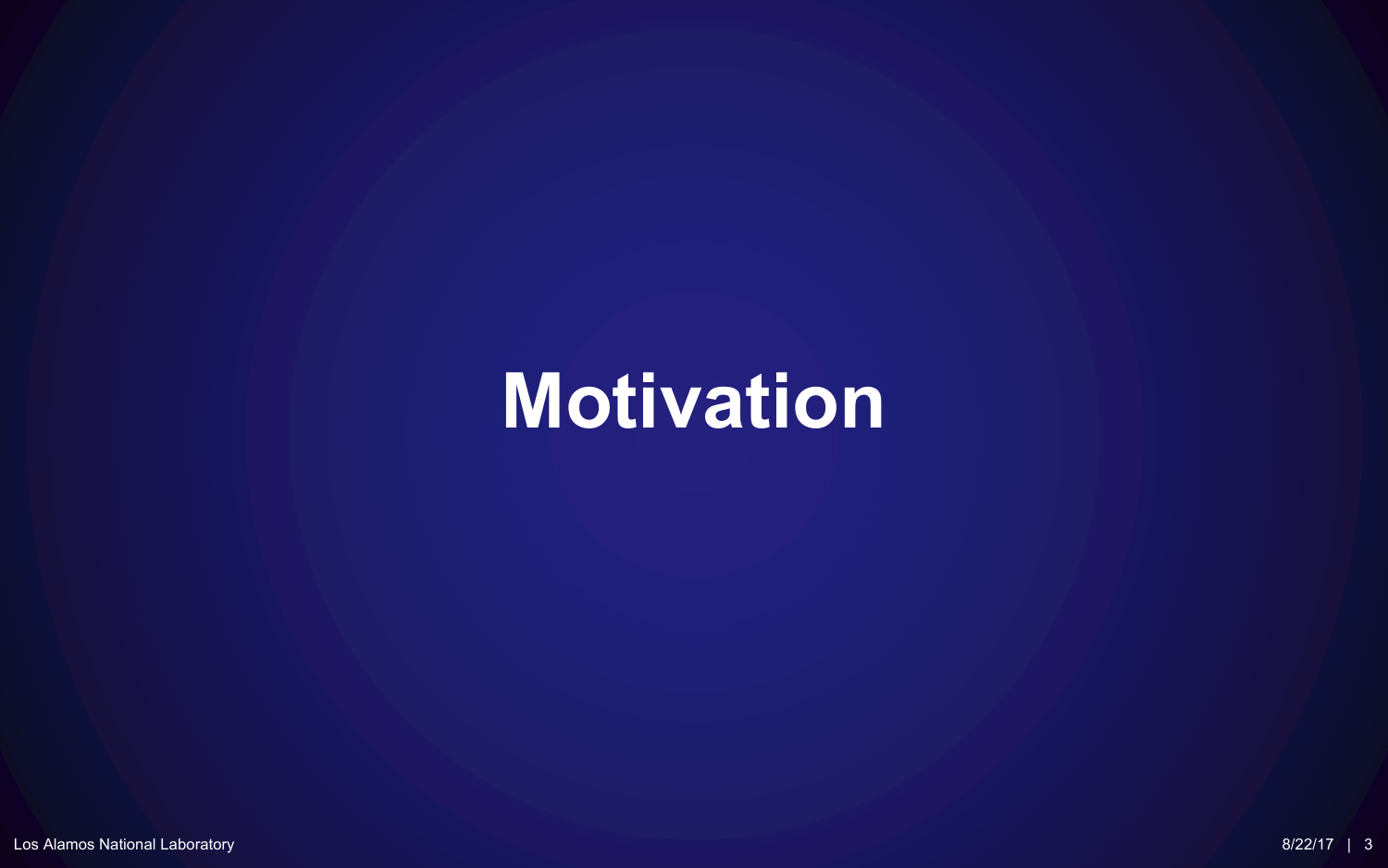# Motivation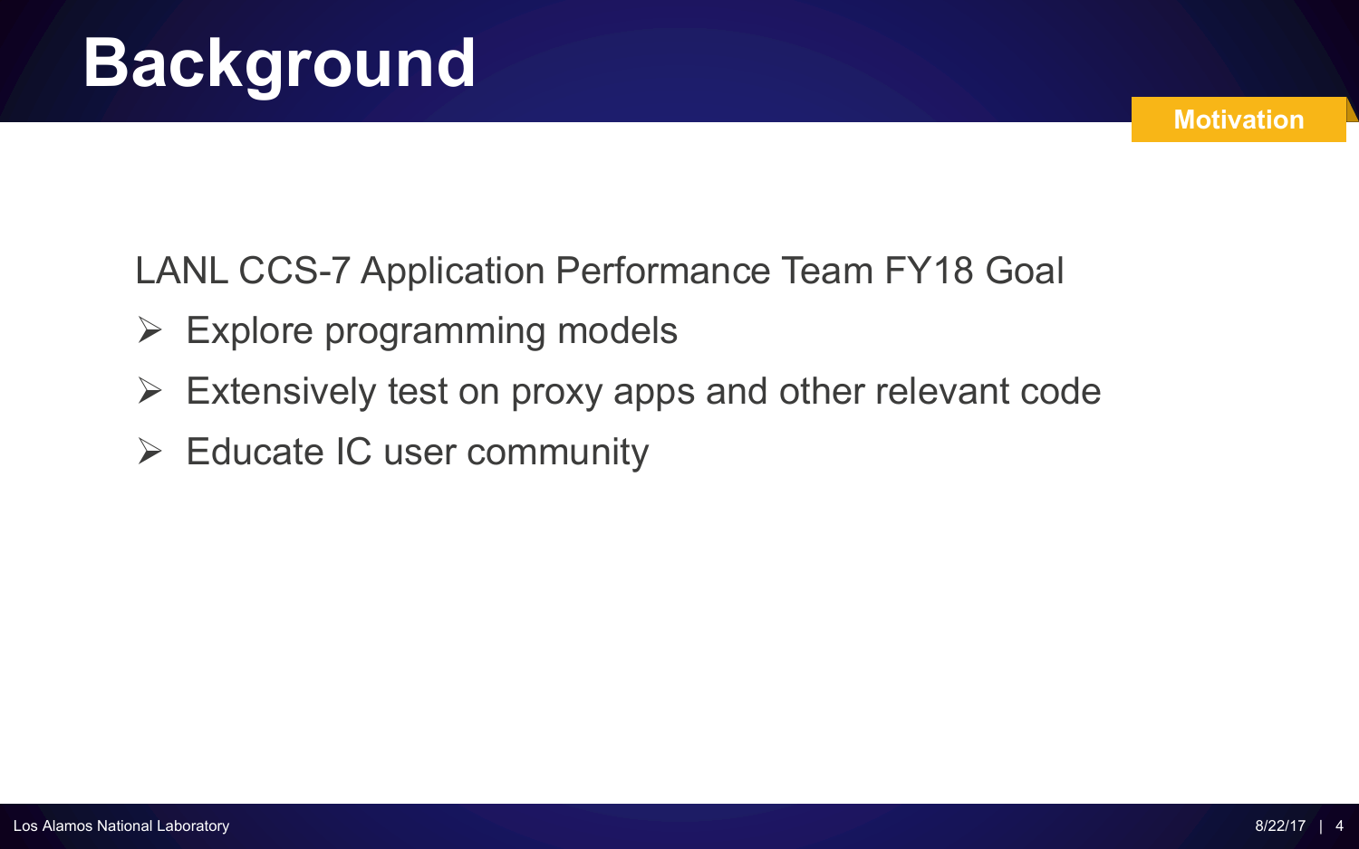# Background

**Motivation**

LANL CCS-7 Application Performance Team FY18 Goal

- Explore programming models
- Extensively test on proxy apps and other relevant code
- Educate IC user community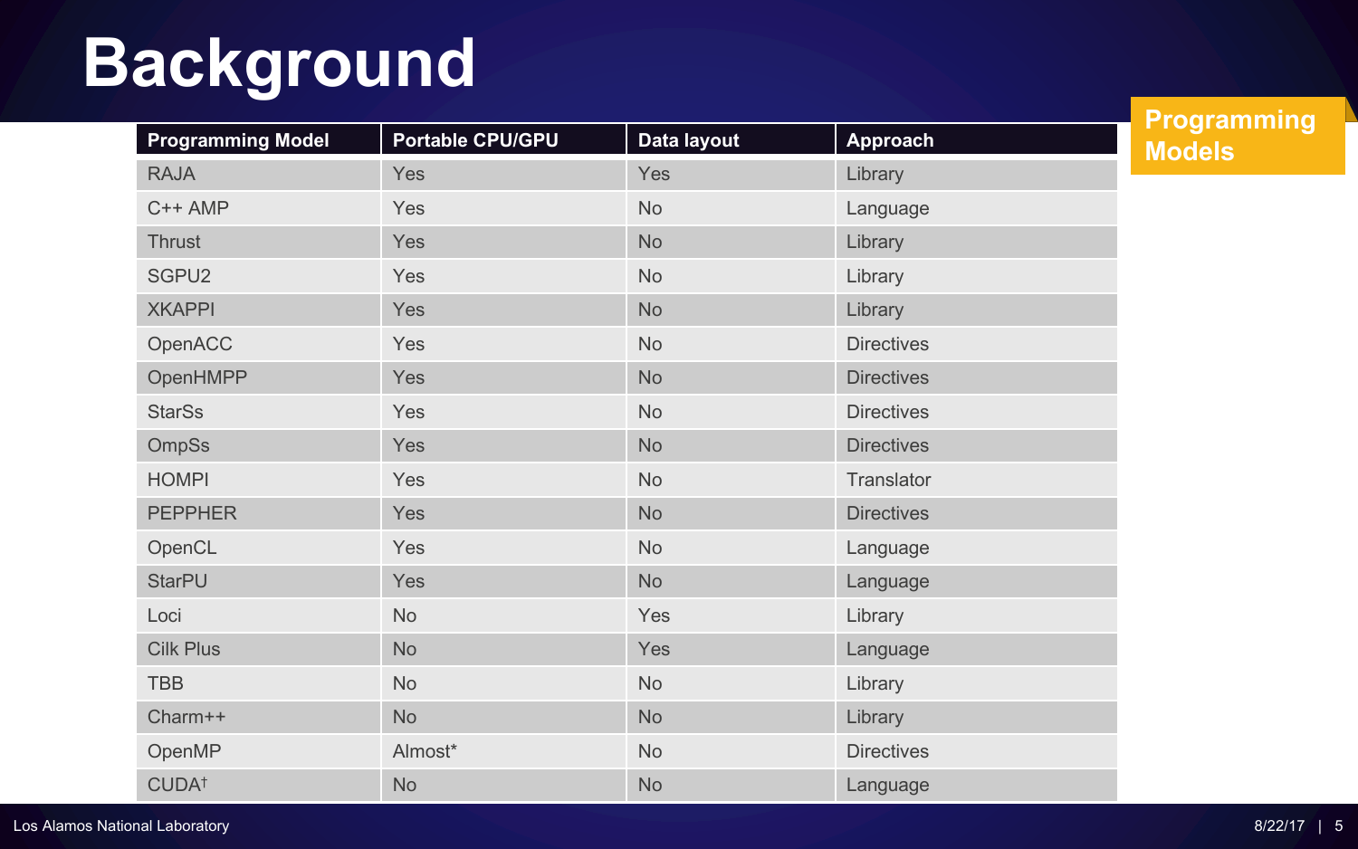# Background

**Programming Models**

| Programming Model | Portable CPU/GPU | Data layout | Approach |
|---|---|---|---|
| RAJA | Yes | Yes | Library |
| C++ AMP | Yes | No | Language |
| Thrust | Yes | No | Library |
| SGPU2 | Yes | No | Library |
| XKAPPI | Yes | No | Library |
| OpenACC | Yes | No | Directives |
| OpenHMPP | Yes | No | Directives |
| StarSs | Yes | No | Directives |
| OmpSs | Yes | No | Directives |
| HOMPI | Yes | No | Translator |
| PEPPHER | Yes | No | Directives |
| OpenCL | Yes | No | Language |
| StarPU | Yes | No | Language |
| Loci | No | Yes | Library |
| Cilk Plus | No | Yes | Language |
| TBB | No | No | Library |
| Charm++ | No | No | Library |
| OpenMP | Almost* | No | Directives |
| CUDA† | No | No | Language |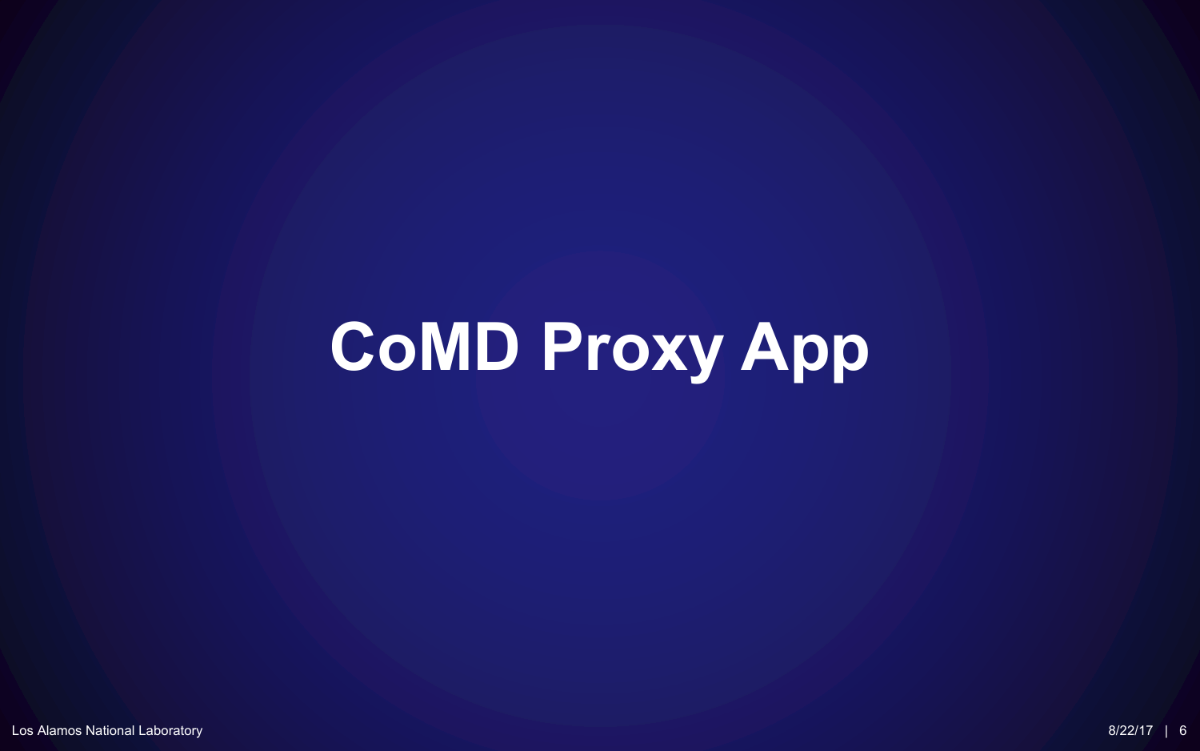# CoMD Proxy App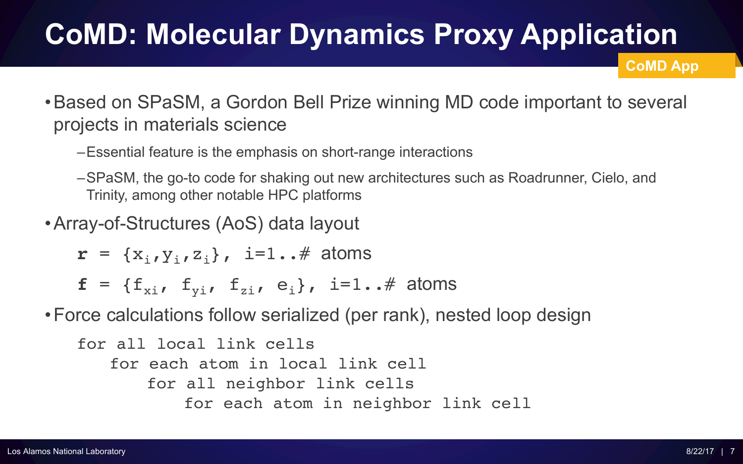# CoMD: Molecular Dynamics Proxy Application

CoMD App

- Based on SPaSM, a Gordon Bell Prize winning MD code important to several projects in materials science
  - Essential feature is the emphasis on short-range interactions
  - SPaSM, the go-to code for shaking out new architectures such as Roadrunner, Cielo, and Trinity, among other notable HPC platforms
- Array-of-Structures (AoS) data layout

  $\mathbf{r} = \{x_i, y_i, z_i\}$, i=1..# atoms

  $\mathbf{f} = \{f_{xi}, f_{yi}, f_{zi}, e_i\}$, i=1..# atoms
- Force calculations follow serialized (per rank), nested loop design

```
for all local link cells
   for each atom in local link cell
      for all neighbor link cells
         for each atom in neighbor link cell
```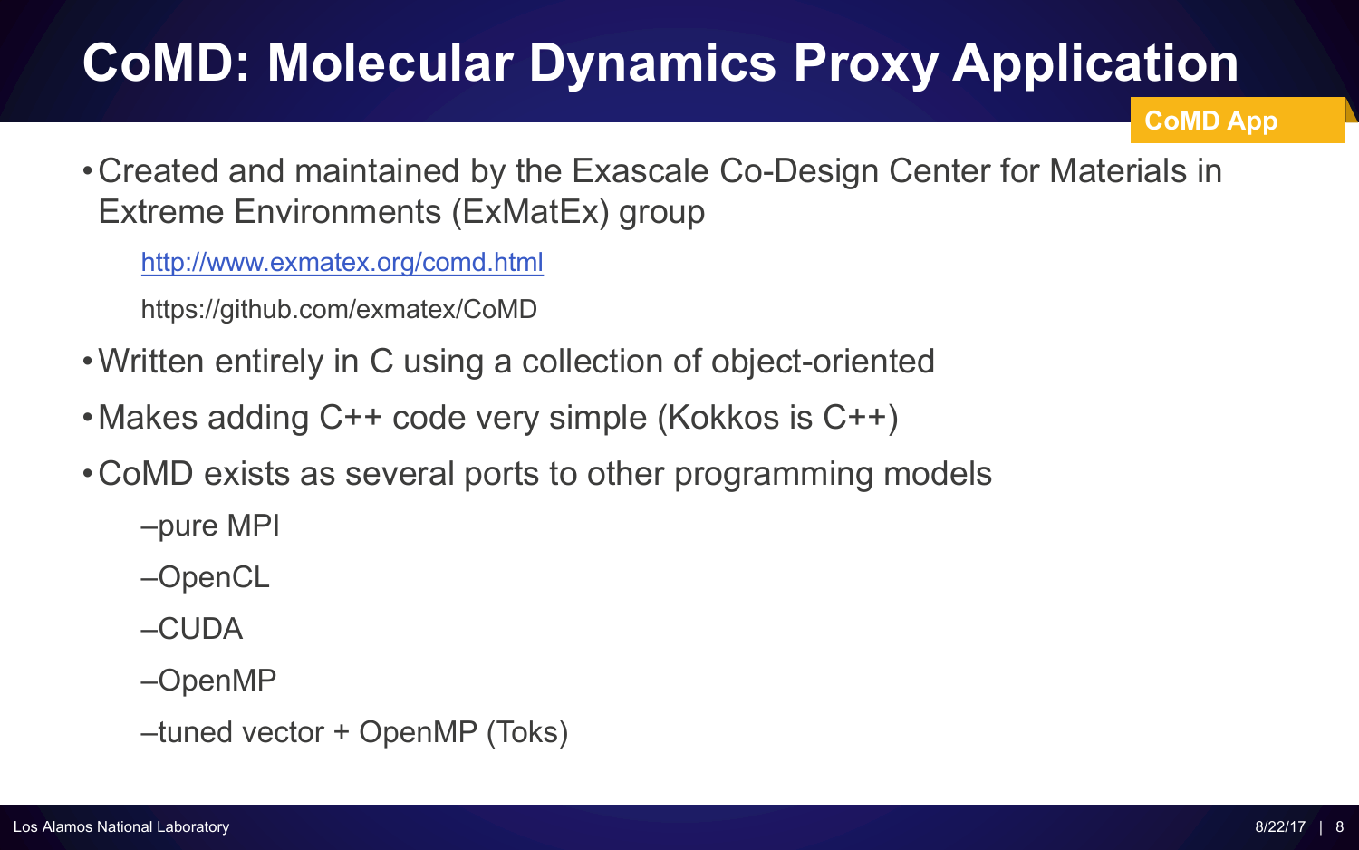# CoMD: Molecular Dynamics Proxy Application

**CoMD App**

- Created and maintained by the Exascale Co-Design Center for Materials in Extreme Environments (ExMatEx) group

  http://www.exmatex.org/comd.html

  https://github.com/exmatex/CoMD

- Written entirely in C using a collection of object-oriented
- Makes adding C++ code very simple (Kokkos is C++)
- CoMD exists as several ports to other programming models
  - pure MPI
  - OpenCL
  - CUDA
  - OpenMP
  - tuned vector + OpenMP (Toks)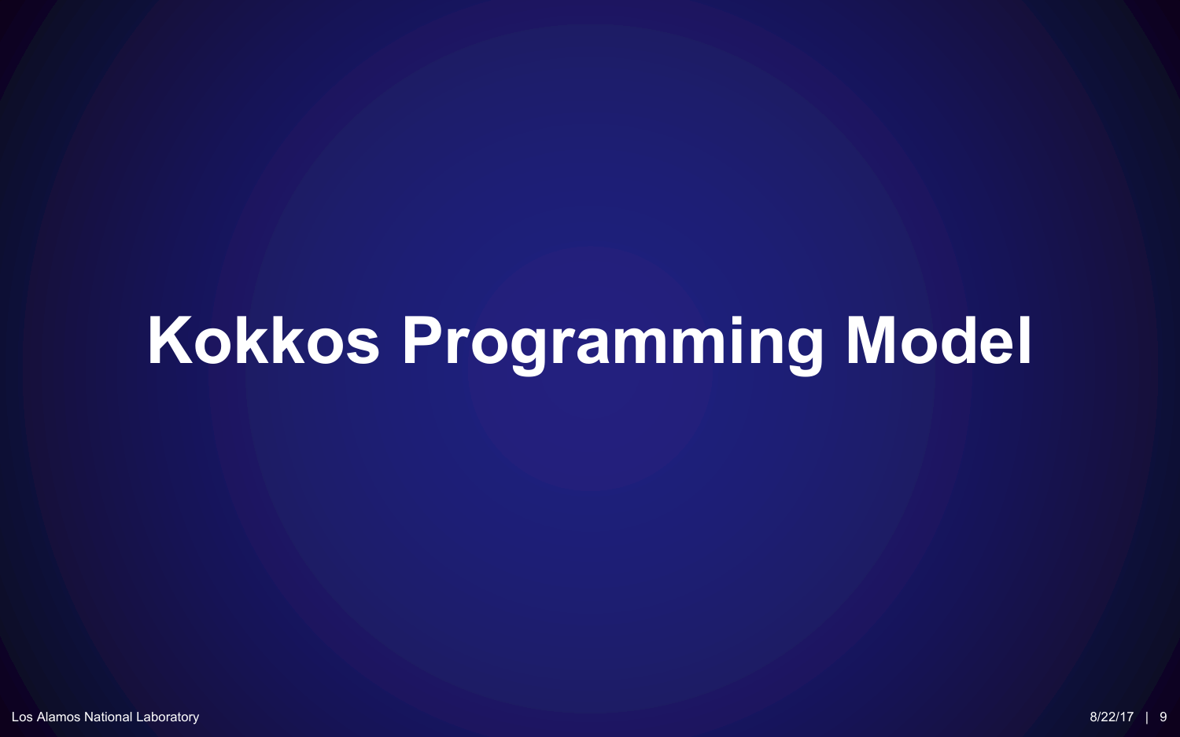# Kokkos Programming Model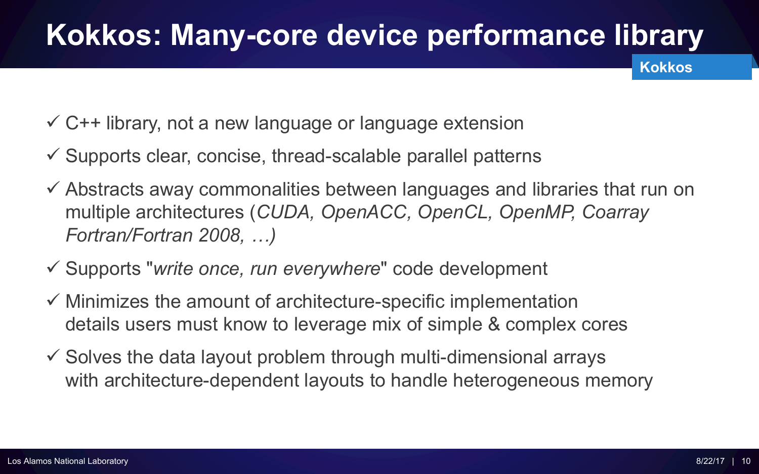# Kokkos: Many-core device performance library

**Kokkos**

- ✓ C++ library, not a new language or language extension
- ✓ Supports clear, concise, thread-scalable parallel patterns
- ✓ Abstracts away commonalities between languages and libraries that run on multiple architectures (*CUDA, OpenACC, OpenCL, OpenMP, Coarray Fortran/Fortran 2008, …)*
- ✓ Supports "*write once, run everywhere*" code development
- ✓ Minimizes the amount of architecture-specific implementation details users must know to leverage mix of simple & complex cores
- ✓ Solves the data layout problem through multi-dimensional arrays with architecture-dependent layouts to handle heterogeneous memory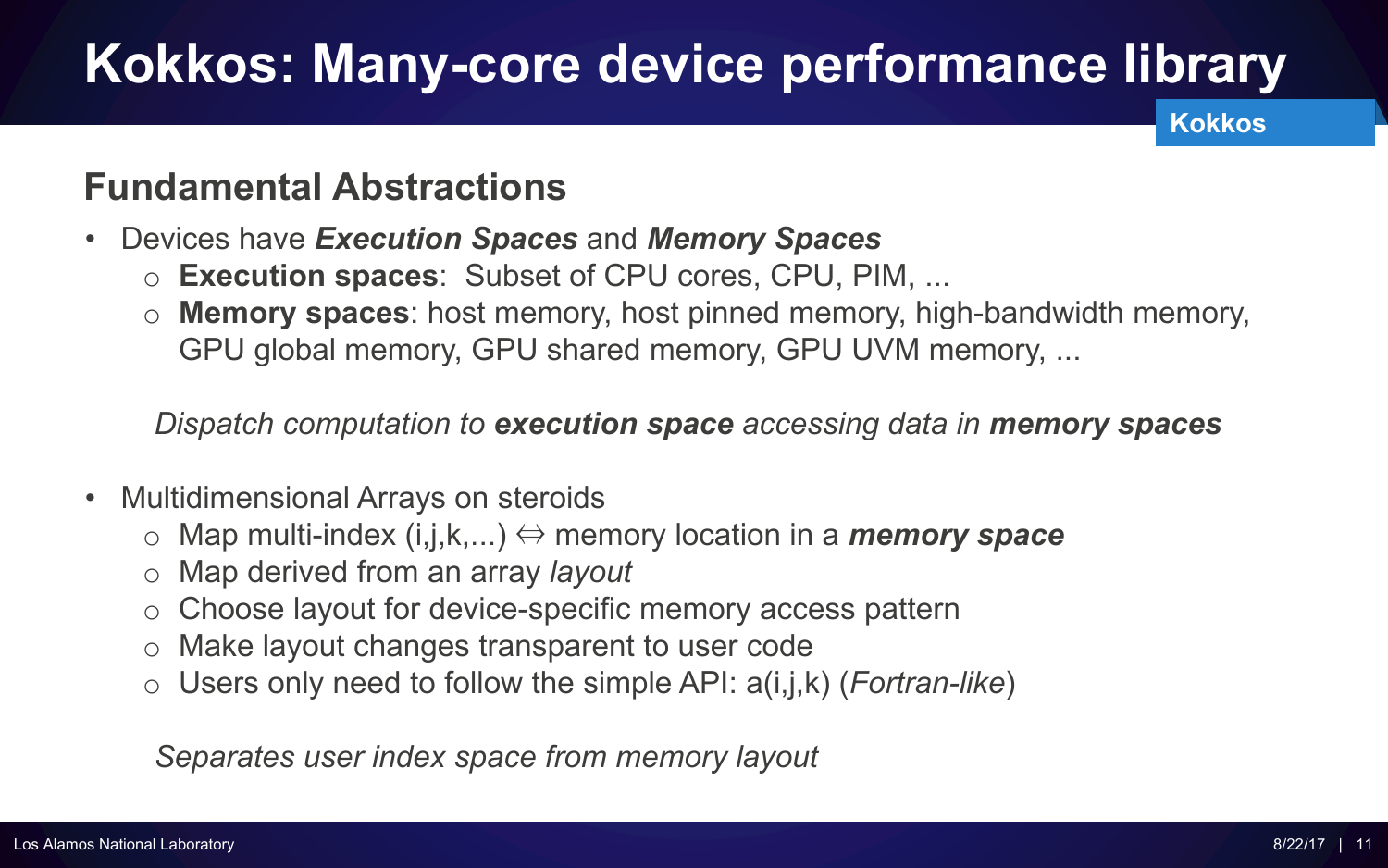# Kokkos: Many-core device performance library

Kokkos

## Fundamental Abstractions

- Devices have ***Execution Spaces*** and ***Memory Spaces***
  - **Execution spaces**: Subset of CPU cores, CPU, PIM, ...
  - **Memory spaces**: host memory, host pinned memory, high-bandwidth memory, GPU global memory, GPU shared memory, GPU UVM memory, ...

*Dispatch computation to **execution space** accessing data in **memory spaces***

- Multidimensional Arrays on steroids
  - Map multi-index (i,j,k,...) ⇔ memory location in a ***memory space***
  - Map derived from an array *layout*
  - Choose layout for device-specific memory access pattern
  - Make layout changes transparent to user code
  - Users only need to follow the simple API: a(i,j,k) (*Fortran-like*)

*Separates user index space from memory layout*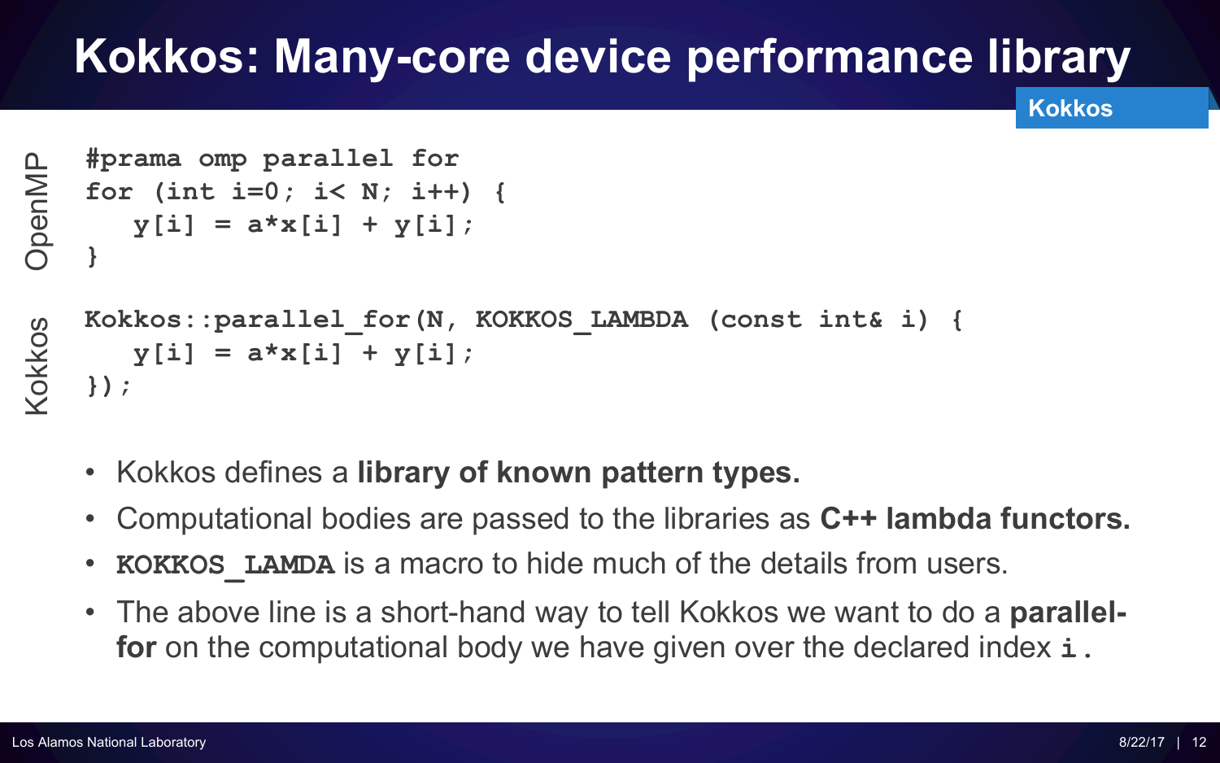# Kokkos: Many-core device performance library

**Kokkos**

OpenMP

```
#prama omp parallel for
for (int i=0; i< N; i++) {
   y[i] = a*x[i] + y[i];
}
```

Kokkos

```
Kokkos::parallel_for(N, KOKKOS_LAMBDA (const int& i) {
   y[i] = a*x[i] + y[i];
});
```

- Kokkos defines a **library of known pattern types.**
- Computational bodies are passed to the libraries as **C++ lambda functors.**
- **`KOKKOS_LAMDA`** is a macro to hide much of the details from users.
- The above line is a short-hand way to tell Kokkos we want to do a **parallel-for** on the computational body we have given over the declared index **`i`**.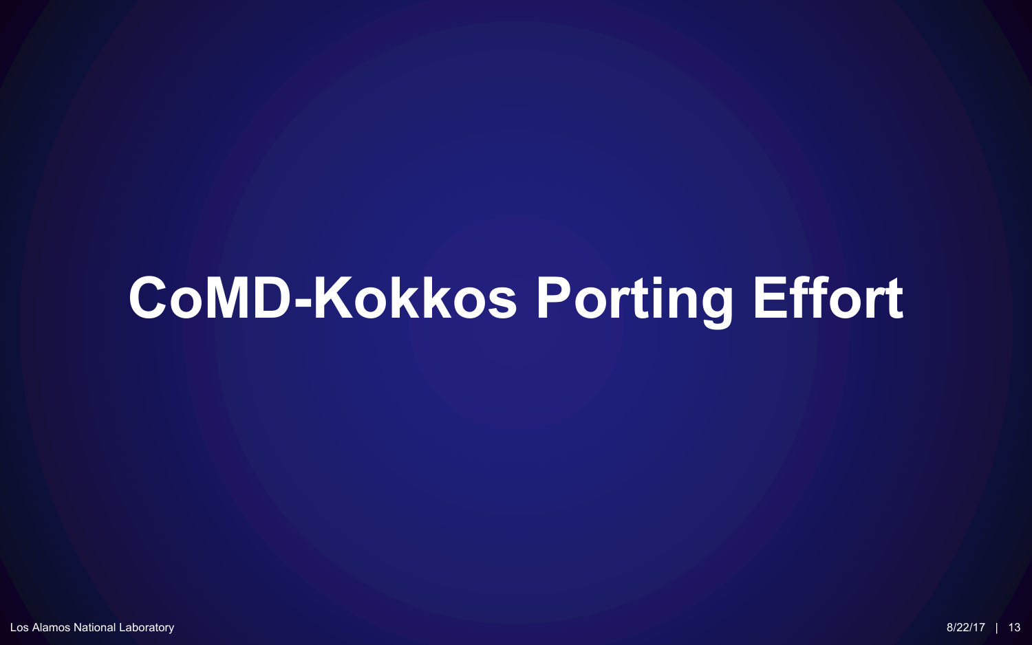# CoMD-Kokkos Porting Effort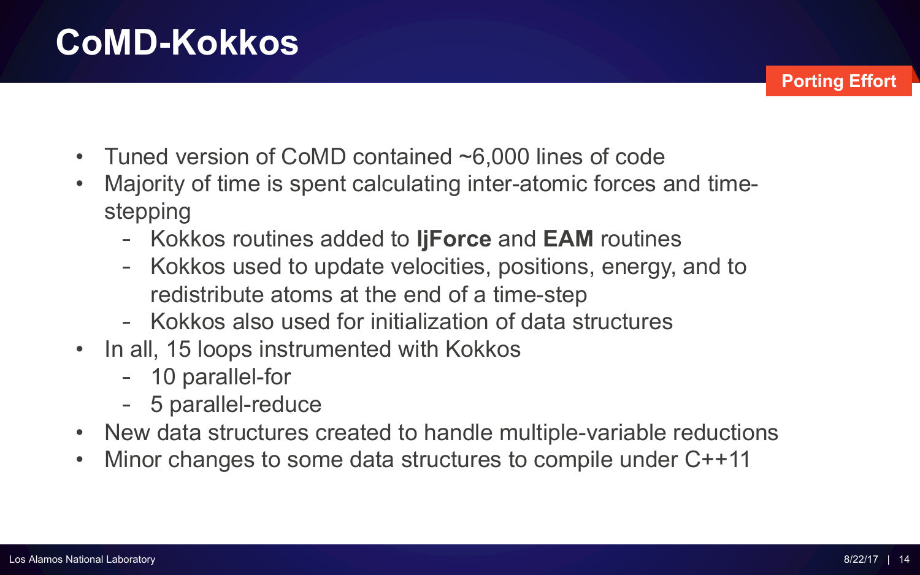# CoMD-Kokkos

**Porting Effort**

- Tuned version of CoMD contained ~6,000 lines of code
- Majority of time is spent calculating inter-atomic forces and time-stepping
  - Kokkos routines added to **ljForce** and **EAM** routines
  - Kokkos used to update velocities, positions, energy, and to redistribute atoms at the end of a time-step
  - Kokkos also used for initialization of data structures
- In all, 15 loops instrumented with Kokkos
  - 10 parallel-for
  - 5 parallel-reduce
- New data structures created to handle multiple-variable reductions
- Minor changes to some data structures to compile under C++11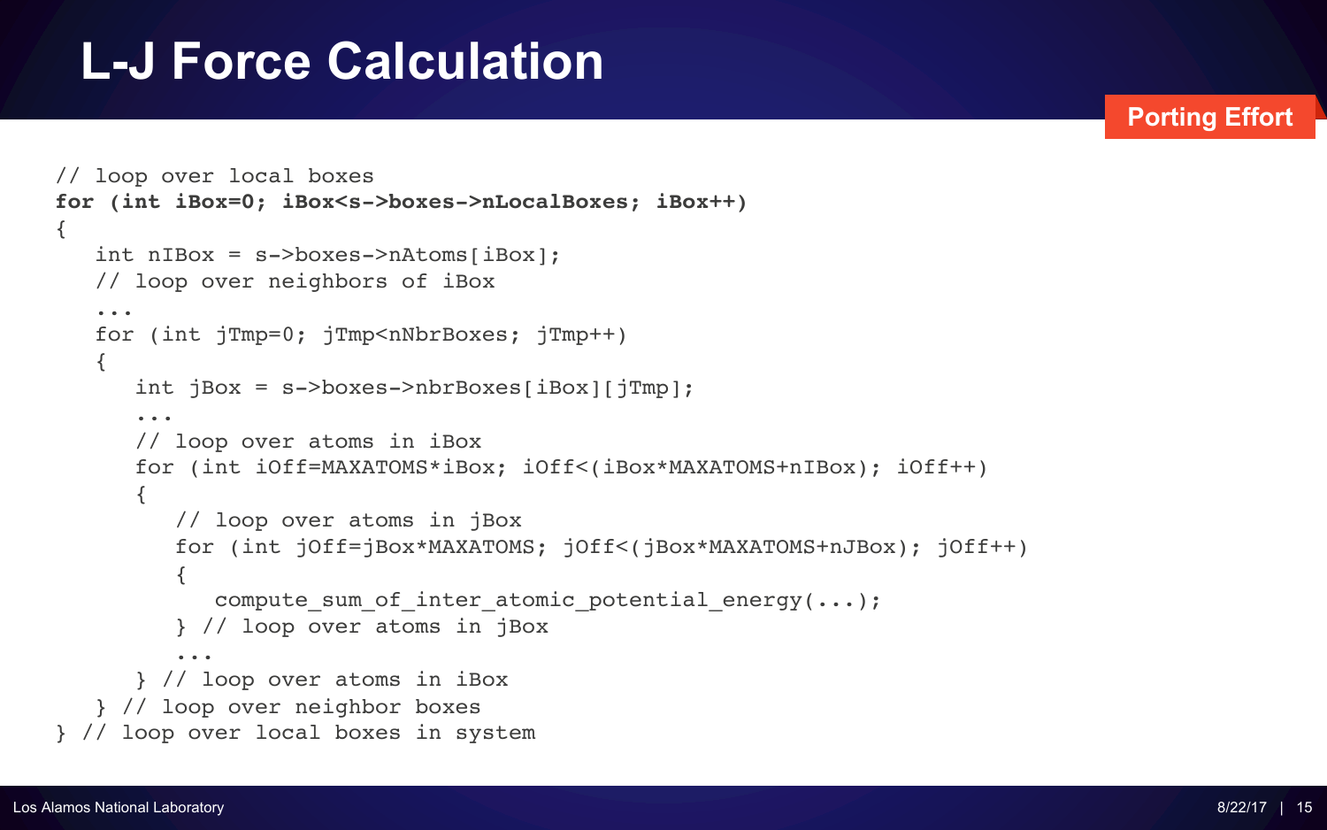# L-J Force Calculation

**Porting Effort**

```
// loop over local boxes
for (int iBox=0; iBox<s->boxes->nLocalBoxes; iBox++)
{
   int nIBox = s->boxes->nAtoms[iBox];
   // loop over neighbors of iBox
   ...
   for (int jTmp=0; jTmp<nNbrBoxes; jTmp++)
   {
      int jBox = s->boxes->nbrBoxes[iBox][jTmp];
      ...
      // loop over atoms in iBox
      for (int iOff=MAXATOMS*iBox; iOff<(iBox*MAXATOMS+nIBox); iOff++)
      {
         // loop over atoms in jBox
         for (int jOff=jBox*MAXATOMS; jOff<(jBox*MAXATOMS+nJBox); jOff++)
         {
            compute_sum_of_inter_atomic_potential_energy(...);
         } // loop over atoms in jBox
         ...
      } // loop over atoms in iBox
   } // loop over neighbor boxes
} // loop over local boxes in system
```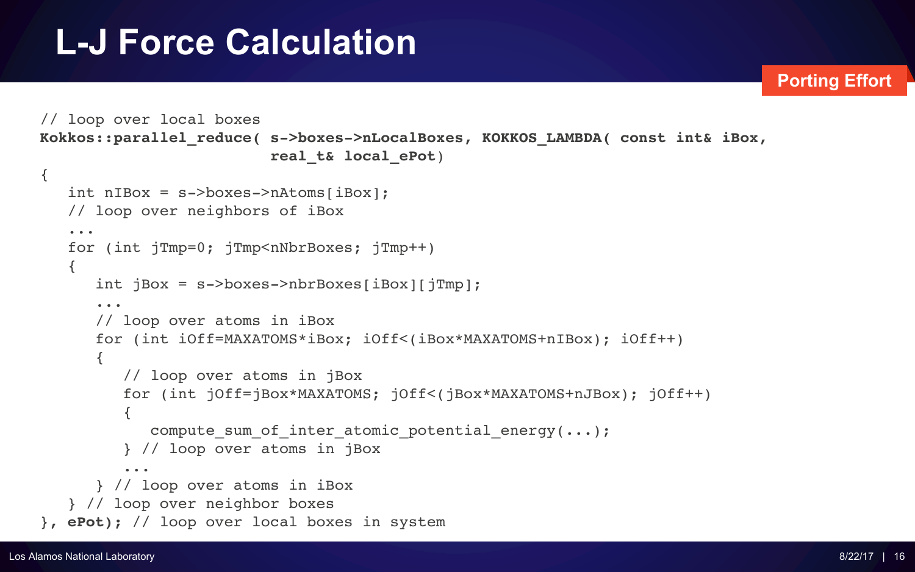# L-J Force Calculation

**Porting Effort**

```
// loop over local boxes
Kokkos::parallel_reduce( s->boxes->nLocalBoxes, KOKKOS_LAMBDA( const int& iBox,
                         real_t& local_ePot)
{
   int nIBox = s->boxes->nAtoms[iBox];
   // loop over neighbors of iBox
   ...
   for (int jTmp=0; jTmp<nNbrBoxes; jTmp++)
   {
      int jBox = s->boxes->nbrBoxes[iBox][jTmp];
      ...
      // loop over atoms in iBox
      for (int iOff=MAXATOMS*iBox; iOff<(iBox*MAXATOMS+nIBox); iOff++)
      {
         // loop over atoms in jBox
         for (int jOff=jBox*MAXATOMS; jOff<(jBox*MAXATOMS+nJBox); jOff++)
         {
            compute_sum_of_inter_atomic_potential_energy(...);
         } // loop over atoms in jBox
         ...
      } // loop over atoms in iBox
   } // loop over neighbor boxes
}, ePot); // loop over local boxes in system
```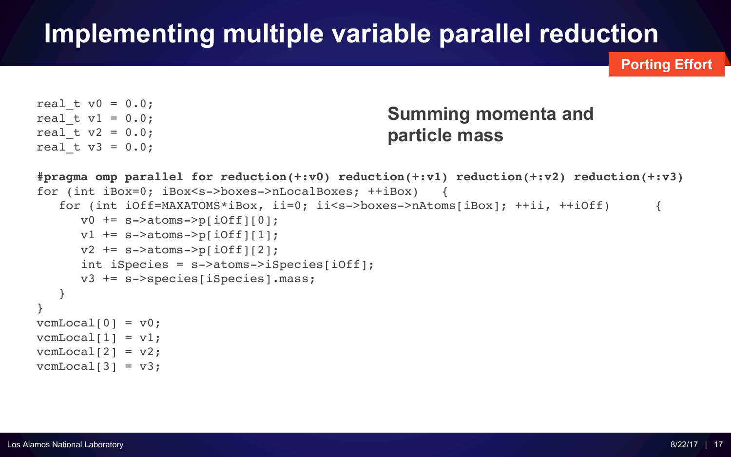# Implementing multiple variable parallel reduction

**Porting Effort**

**Summing momenta and particle mass**

```
real_t v0 = 0.0;
real_t v1 = 0.0;
real_t v2 = 0.0;
real_t v3 = 0.0;

#pragma omp parallel for reduction(+:v0) reduction(+:v1) reduction(+:v2) reduction(+:v3)
for (int iBox=0; iBox<s->boxes->nLocalBoxes; ++iBox)   {
   for (int iOff=MAXATOMS*iBox, ii=0; ii<s->boxes->nAtoms[iBox]; ++ii, ++iOff)      {
      v0 += s->atoms->p[iOff][0];
      v1 += s->atoms->p[iOff][1];
      v2 += s->atoms->p[iOff][2];
      int iSpecies = s->atoms->iSpecies[iOff];
      v3 += s->species[iSpecies].mass;
   }
}
vcmLocal[0] = v0;
vcmLocal[1] = v1;
vcmLocal[2] = v2;
vcmLocal[3] = v3;
```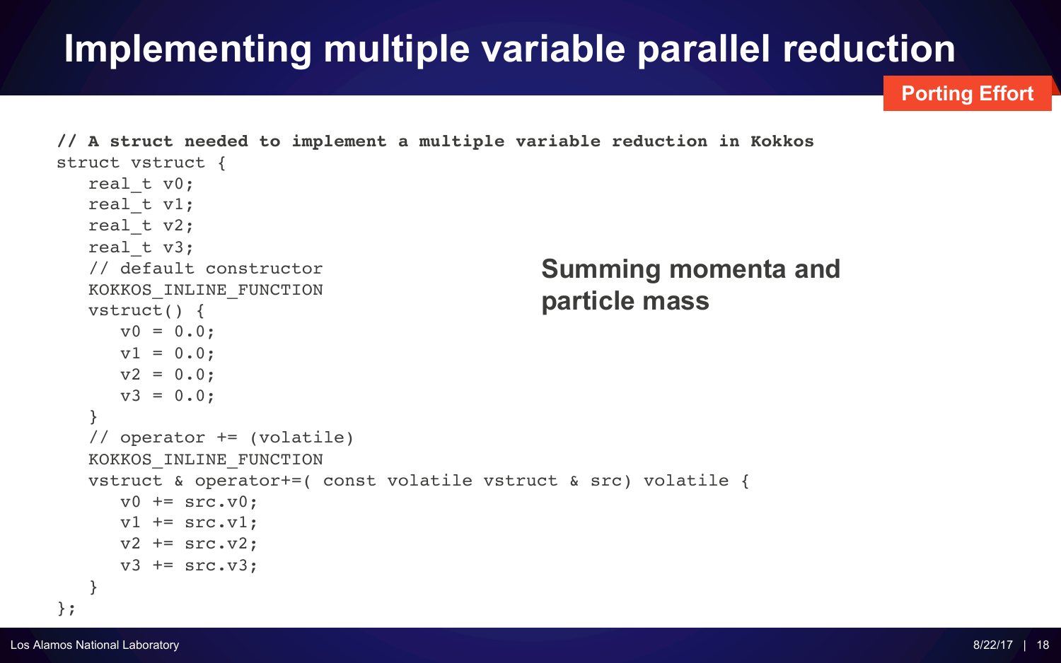# Implementing multiple variable parallel reduction

**Porting Effort**

```
// A struct needed to implement a multiple variable reduction in Kokkos
struct vstruct {
   real_t v0;
   real_t v1;
   real_t v2;
   real_t v3;
   // default constructor
   KOKKOS_INLINE_FUNCTION
   vstruct() {
      v0 = 0.0;
      v1 = 0.0;
      v2 = 0.0;
      v3 = 0.0;
   }
   // operator += (volatile)
   KOKKOS_INLINE_FUNCTION
   vstruct & operator+=( const volatile vstruct & src) volatile {
      v0 += src.v0;
      v1 += src.v1;
      v2 += src.v2;
      v3 += src.v3;
   }
};
```

**Summing momenta and particle mass**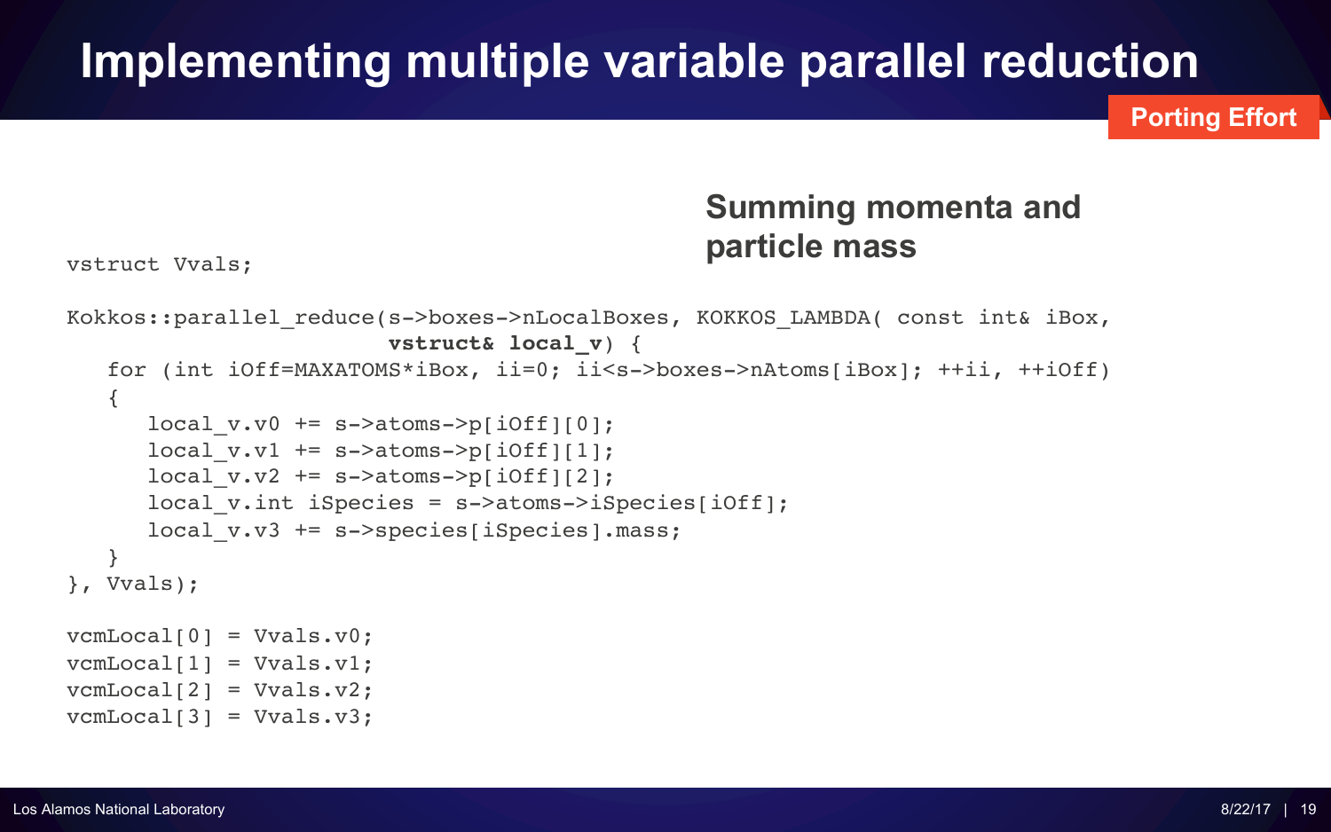# Implementing multiple variable parallel reduction

**Porting Effort**

**Summing momenta and particle mass**

```
vstruct Vvals;

Kokkos::parallel_reduce(s->boxes->nLocalBoxes, KOKKOS_LAMBDA( const int& iBox,
                        vstruct& local_v) {
   for (int iOff=MAXATOMS*iBox, ii=0; ii<s->boxes->nAtoms[iBox]; ++ii, ++iOff)
   {
      local_v.v0 += s->atoms->p[iOff][0];
      local_v.v1 += s->atoms->p[iOff][1];
      local_v.v2 += s->atoms->p[iOff][2];
      local_v.int iSpecies = s->atoms->iSpecies[iOff];
      local_v.v3 += s->species[iSpecies].mass;
   }
}, Vvals);

vcmLocal[0] = Vvals.v0;
vcmLocal[1] = Vvals.v1;
vcmLocal[2] = Vvals.v2;
vcmLocal[3] = Vvals.v3;
```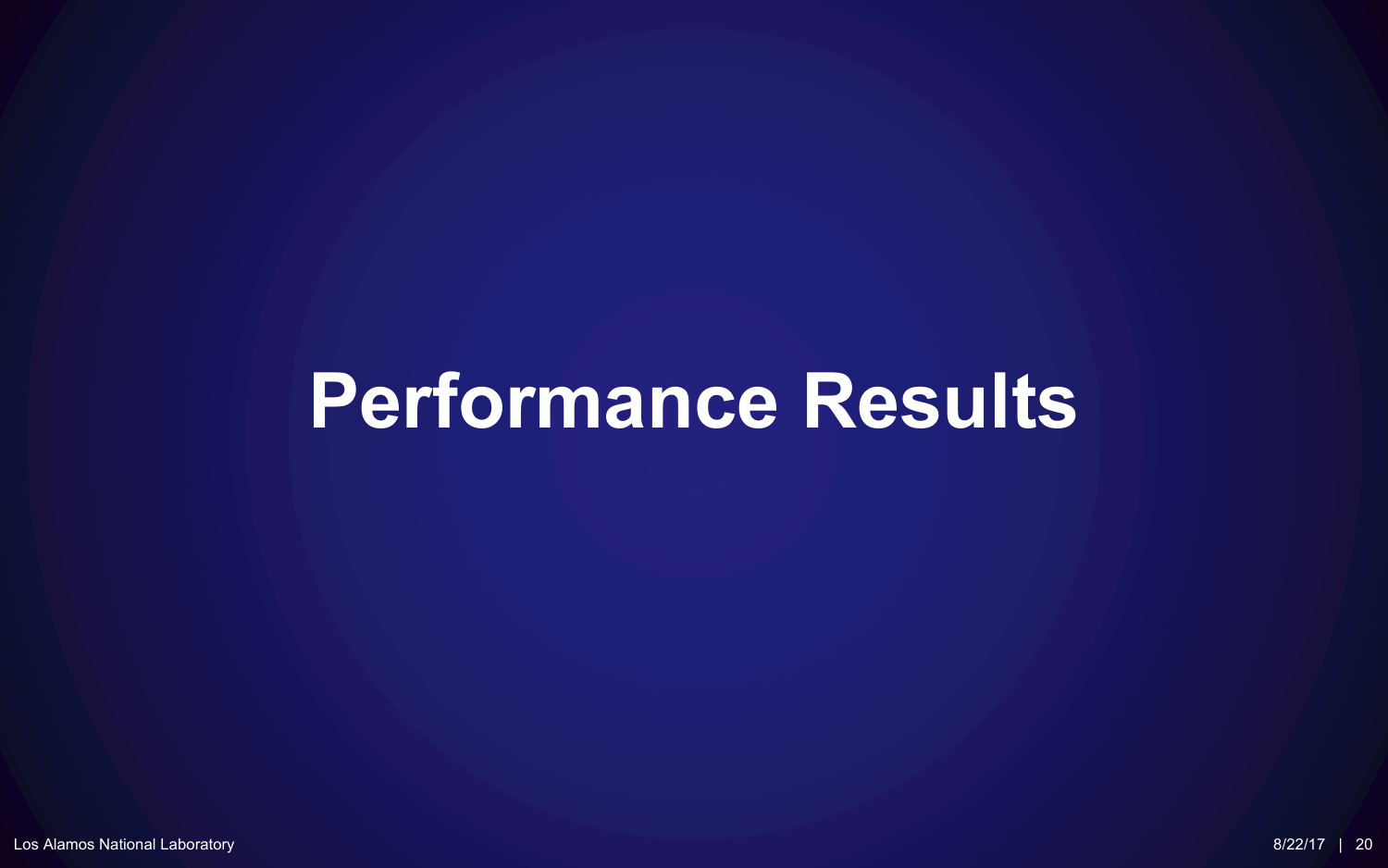# Performance Results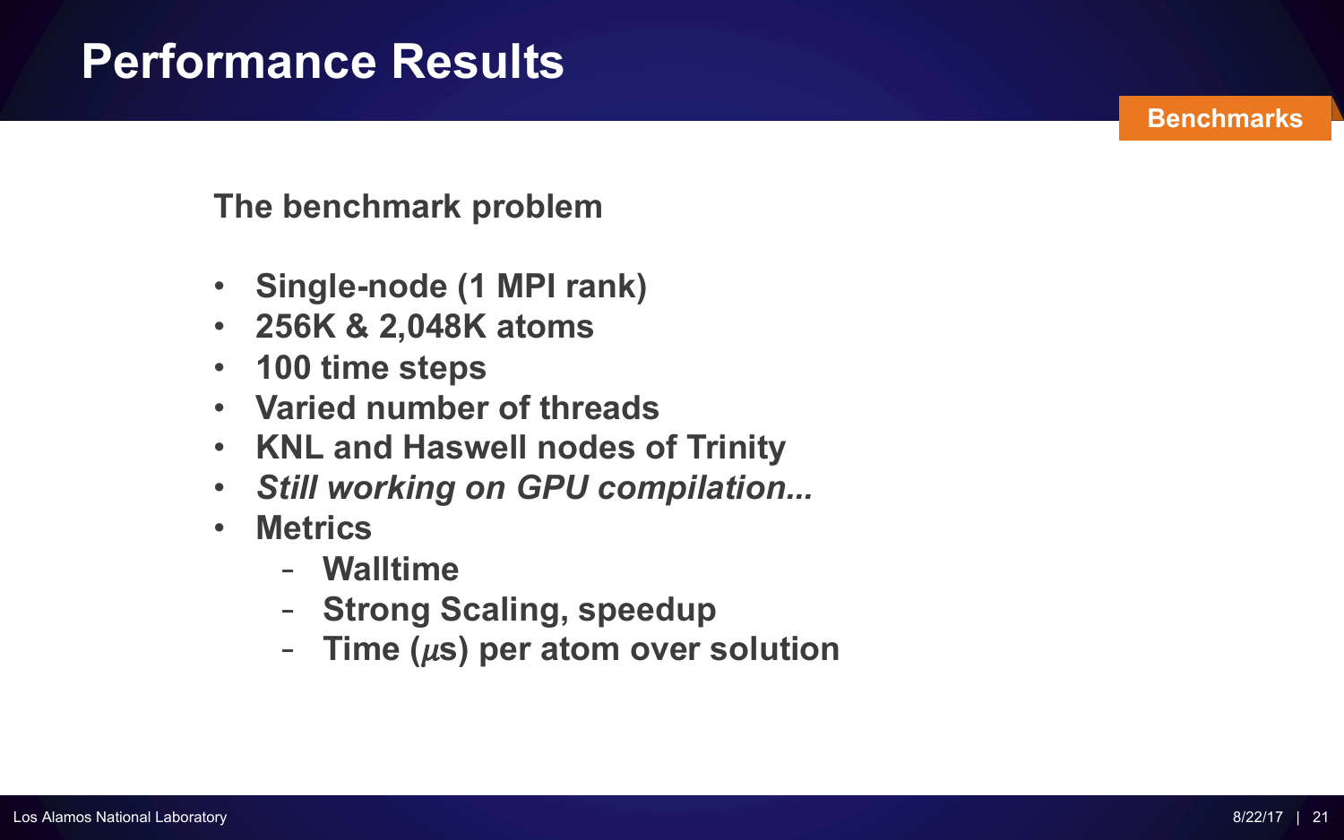# Performance Results

**Benchmarks**

## The benchmark problem

- **Single-node (1 MPI rank)**
- **256K & 2,048K atoms**
- **100 time steps**
- **Varied number of threads**
- **KNL and Haswell nodes of Trinity**
- ***Still working on GPU compilation...***
- **Metrics**
  - **Walltime**
  - **Strong Scaling, speedup**
  - **Time ($\mu$s) per atom over solution**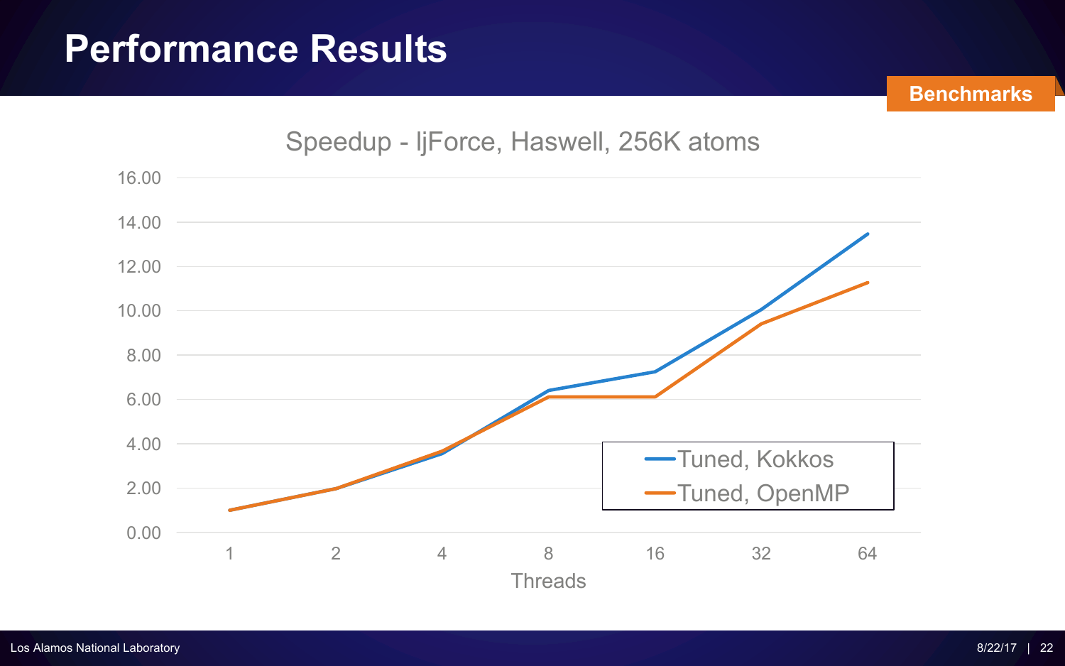# Performance Results

**Benchmarks**

Speedup - ljForce, Haswell, 256K atoms

| Threads | Tuned, Kokkos | Tuned, OpenMP |
|---|---|---|
| 1 | 1.00 | 1.00 |
| 2 | 1.95 | 1.95 |
| 4 | 3.55 | 3.65 |
| 8 | 6.40 | 6.10 |
| 16 | 7.25 | 6.10 |
| 32 | 10.05 | 9.40 |
| 64 | 13.45 | 11.25 |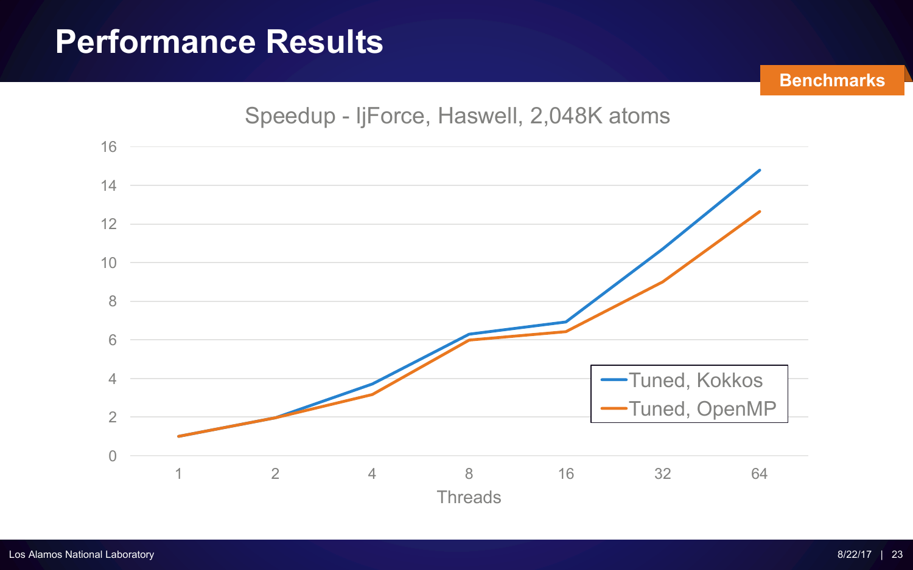# Performance Results

Benchmarks

Speedup - ljForce, Haswell, 2,048K atoms

Threads: 1, 2, 4, 8, 16, 32, 64

Tuned, Kokkos

Tuned, OpenMP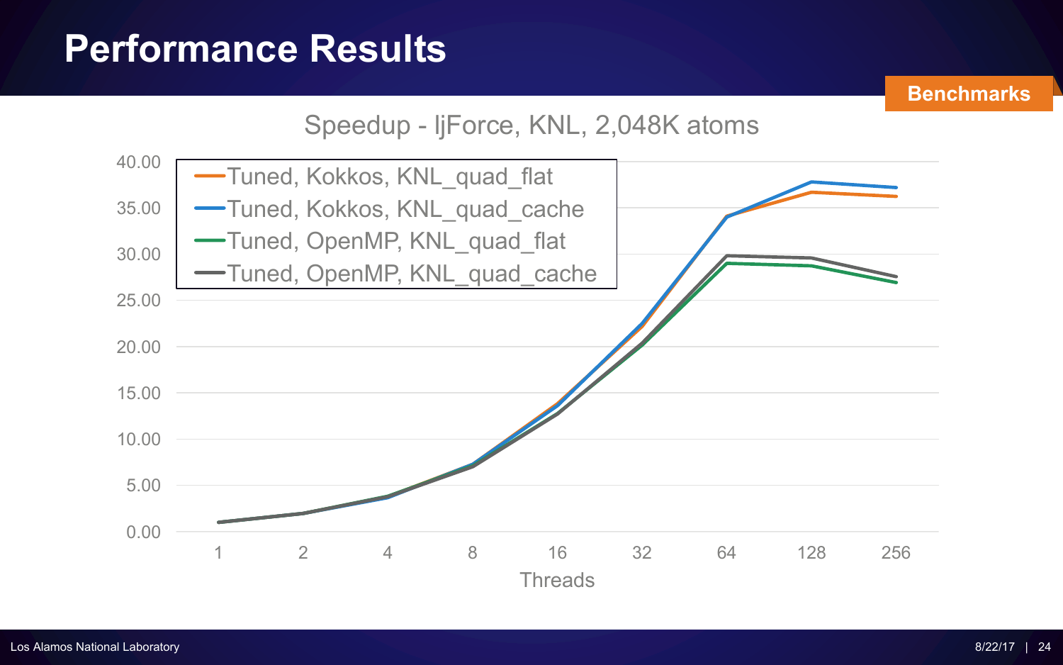# Performance Results

Benchmarks

Speedup - ljForce, KNL, 2,048K atoms

- Tuned, Kokkos, KNL_quad_flat
- Tuned, Kokkos, KNL_quad_cache
- Tuned, OpenMP, KNL_quad_flat
- Tuned, OpenMP, KNL_quad_cache

Y-axis: 0.00, 5.00, 10.00, 15.00, 20.00, 25.00, 30.00, 35.00, 40.00

X-axis (Threads): 1, 2, 4, 8, 16, 32, 64, 128, 256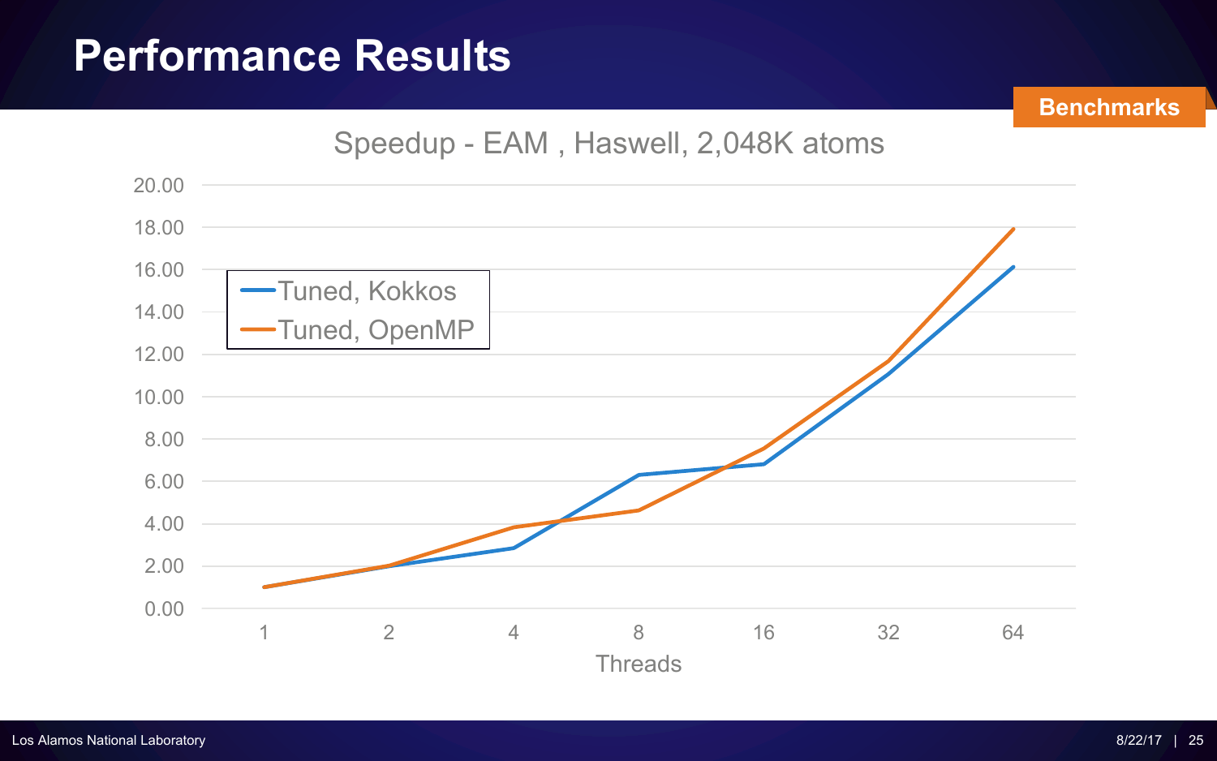# Performance Results

**Benchmarks**

Speedup - EAM , Haswell, 2,048K atoms

- Tuned, Kokkos
- Tuned, OpenMP

Threads: 1, 2, 4, 8, 16, 32, 64

Speedup axis: 0.00, 2.00, 4.00, 6.00, 8.00, 10.00, 12.00, 14.00, 16.00, 18.00, 20.00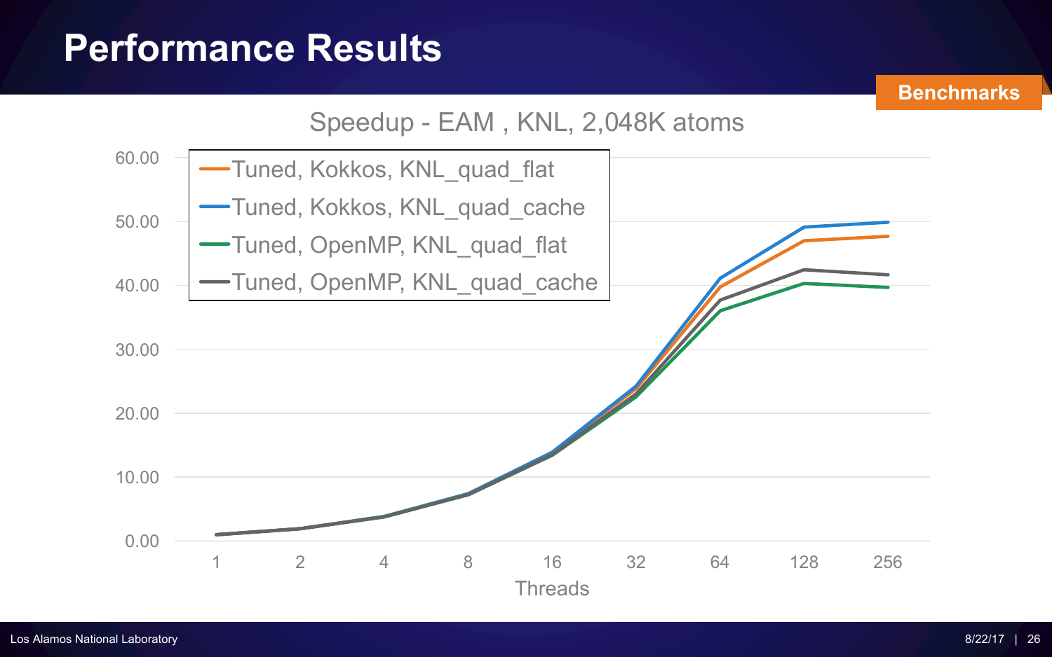# Performance Results

Benchmarks

Speedup - EAM , KNL, 2,048K atoms

- Tuned, Kokkos, KNL_quad_flat
- Tuned, Kokkos, KNL_quad_cache
- Tuned, OpenMP, KNL_quad_flat
- Tuned, OpenMP, KNL_quad_cache

Y-axis: 0.00, 10.00, 20.00, 30.00, 40.00, 50.00, 60.00

Threads: 1, 2, 4, 8, 16, 32, 64, 128, 256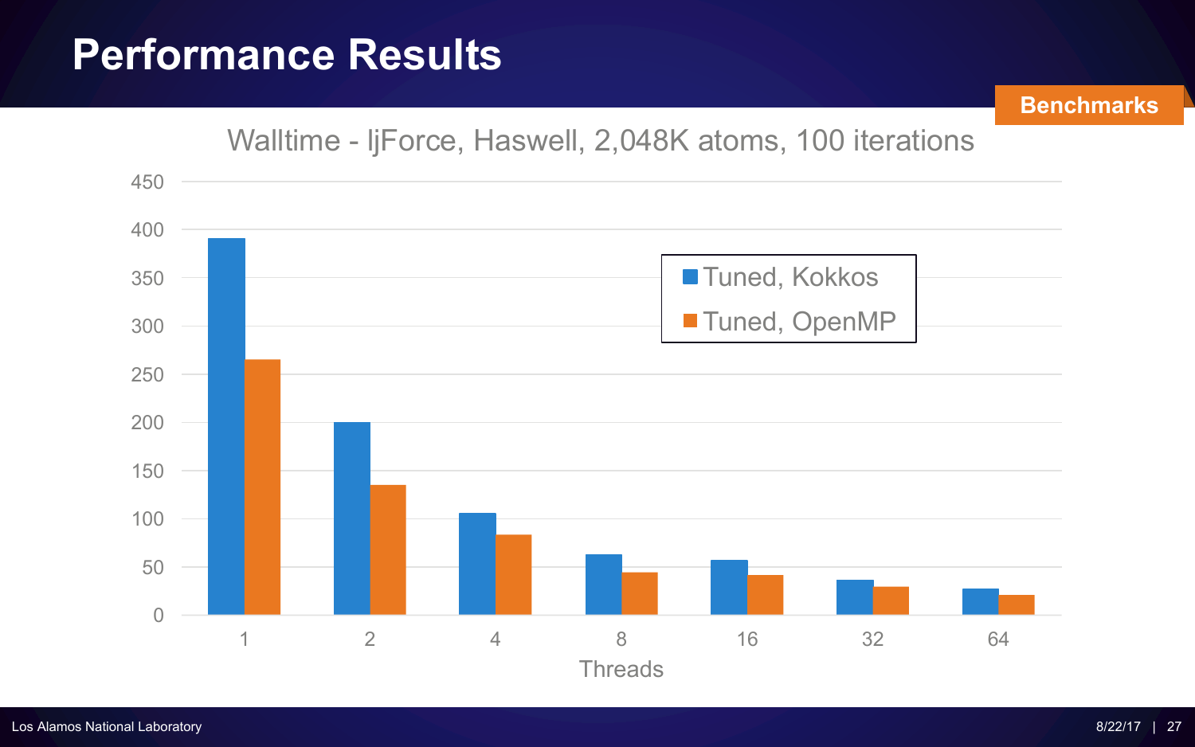# Performance Results

Benchmarks

Walltime - ljForce, Haswell, 2,048K atoms, 100 iterations

| Threads | Tuned, Kokkos | Tuned, OpenMP |
|---|---|---|
| 1 | ~391 | ~265 |
| 2 | ~200 | ~135 |
| 4 | ~105 | ~83 |
| 8 | ~63 | ~44 |
| 16 | ~57 | ~41 |
| 32 | ~36 | ~29 |
| 64 | ~27 | ~20 |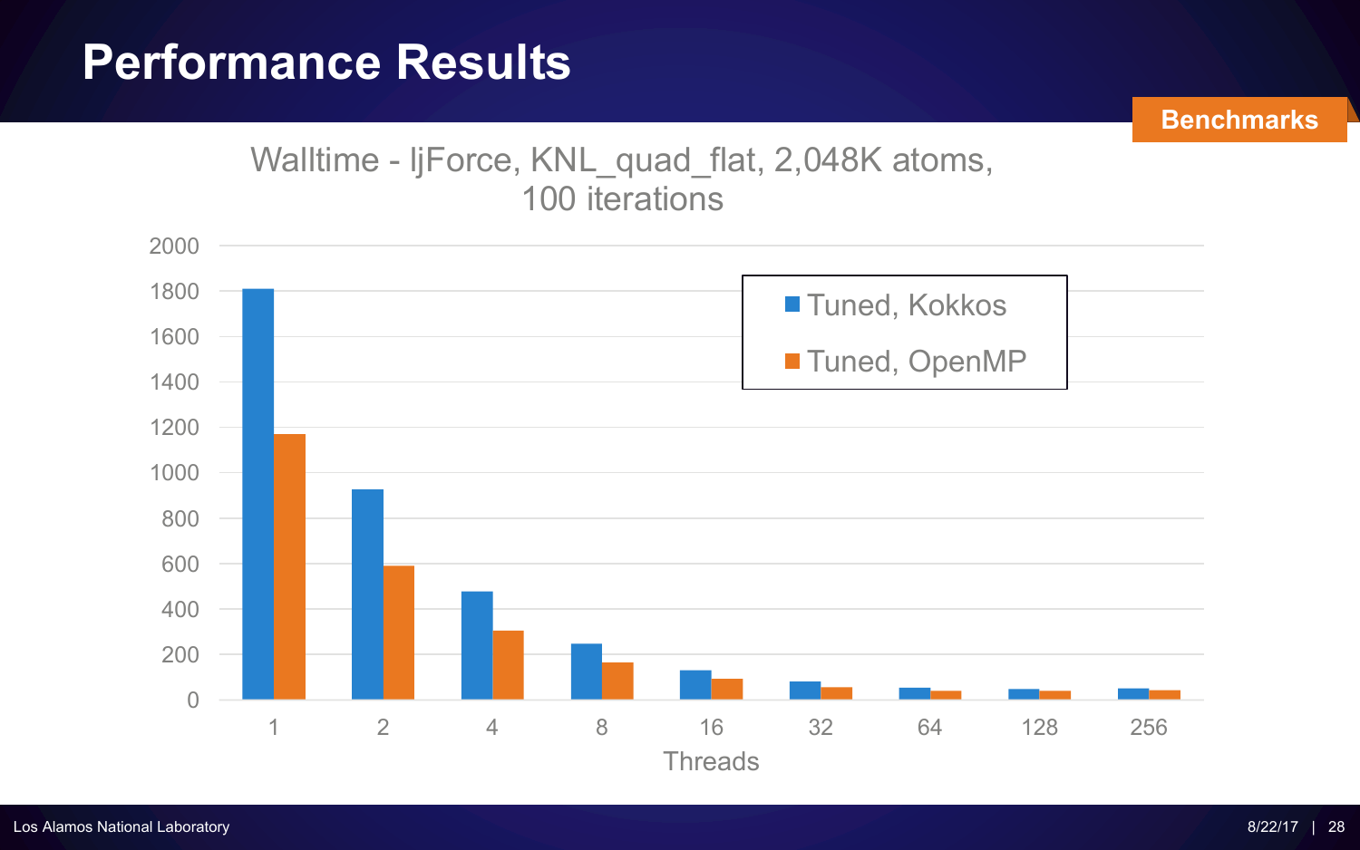# Performance Results

**Benchmarks**

Walltime - ljForce, KNL_quad_flat, 2,048K atoms, 100 iterations

Legend: Tuned, Kokkos; Tuned, OpenMP

Y-axis: 0, 200, 400, 600, 800, 1000, 1200, 1400, 1600, 1800, 2000

X-axis (Threads): 1, 2, 4, 8, 16, 32, 64, 128, 256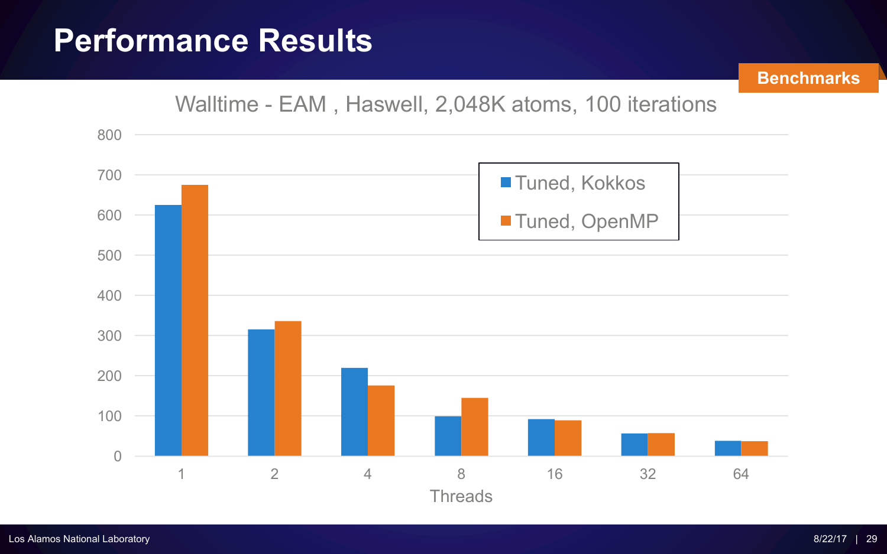# Performance Results

**Benchmarks**

Walltime - EAM , Haswell, 2,048K atoms, 100 iterations

| Threads | Tuned, Kokkos | Tuned, OpenMP |
|---|---|---|
| 1 | 625 | 675 |
| 2 | 315 | 335 |
| 4 | 220 | 175 |
| 8 | 100 | 145 |
| 16 | 92 | 88 |
| 32 | 56 | 56 |
| 64 | 38 | 37 |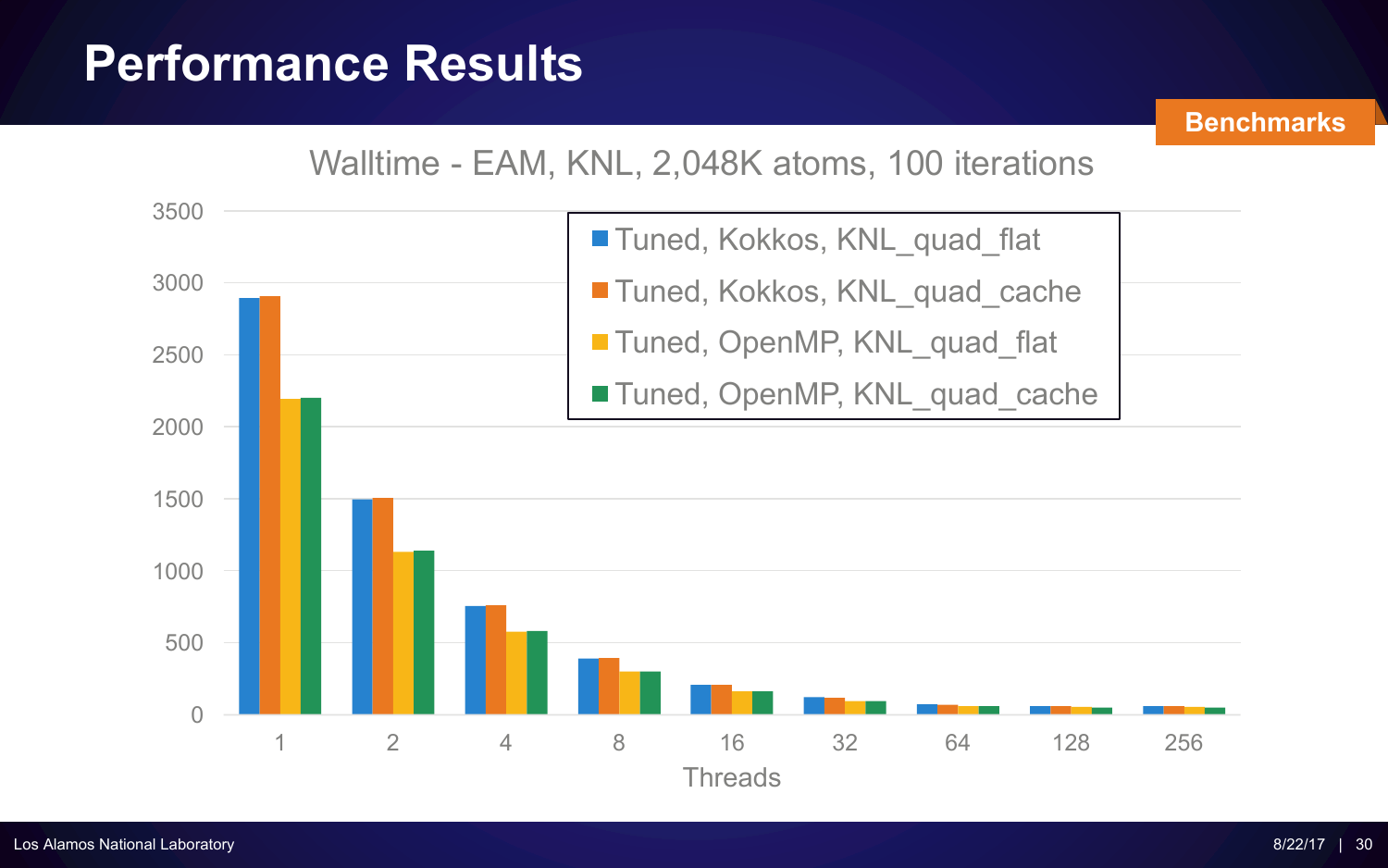# Performance Results

**Benchmarks**

Walltime - EAM, KNL, 2,048K atoms, 100 iterations

- Tuned, Kokkos, KNL_quad_flat
- Tuned, Kokkos, KNL_quad_cache
- Tuned, OpenMP, KNL_quad_flat
- Tuned, OpenMP, KNL_quad_cache

Y-axis: 0, 500, 1000, 1500, 2000, 2500, 3000, 3500

X-axis (Threads): 1, 2, 4, 8, 16, 32, 64, 128, 256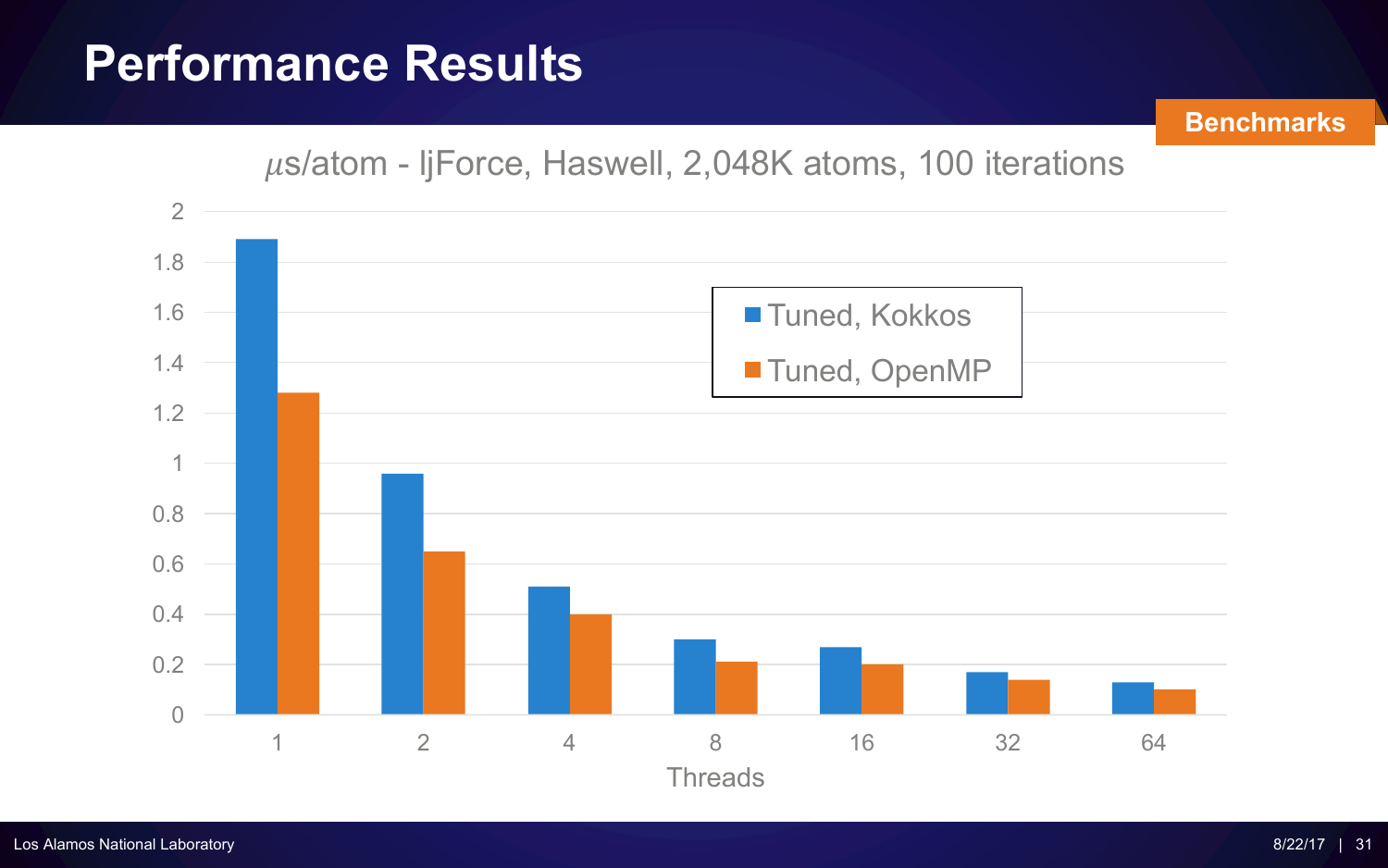# Performance Results

**Benchmarks**

$\mu$s/atom - ljForce, Haswell, 2,048K atoms, 100 iterations

| Threads | Tuned, Kokkos | Tuned, OpenMP |
| --- | --- | --- |
| 1 | 1.89 | 1.28 |
| 2 | 0.96 | 0.65 |
| 4 | 0.51 | 0.40 |
| 8 | 0.30 | 0.21 |
| 16 | 0.27 | 0.20 |
| 32 | 0.17 | 0.14 |
| 64 | 0.13 | 0.10 |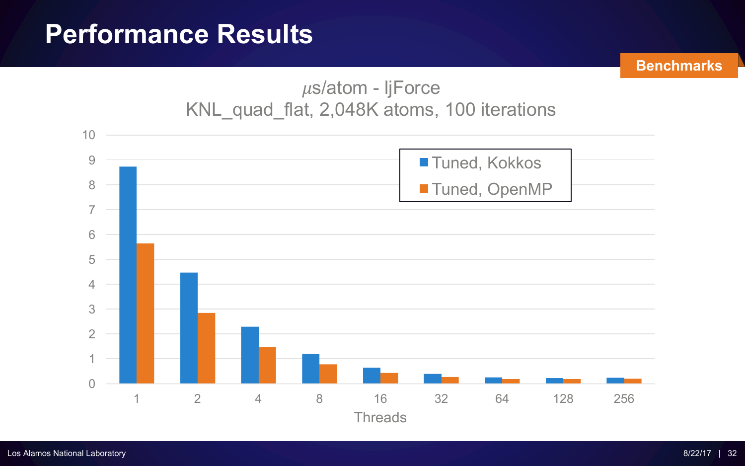# Performance Results

**Benchmarks**

μs/atom - ljForce
KNL_quad_flat, 2,048K atoms, 100 iterations

- Tuned, Kokkos
- Tuned, OpenMP

Threads: 1, 2, 4, 8, 16, 32, 64, 128, 256

Los Alamos National Laboratory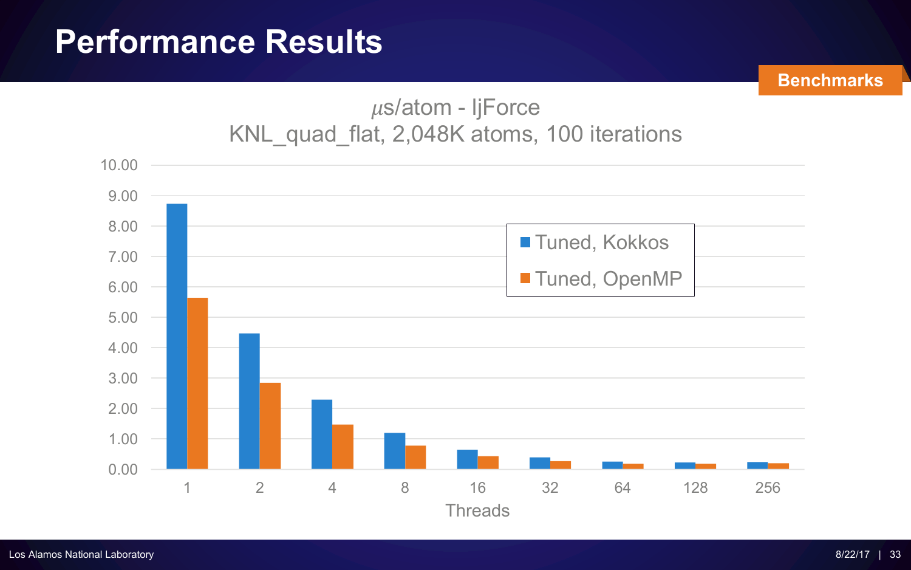# Performance Results

**Benchmarks**

$\mu$s/atom - ljForce
KNL_quad_flat, 2,048K atoms, 100 iterations

| Threads | Tuned, Kokkos | Tuned, OpenMP |
|---|---|---|
| 1 | 8.72 | 5.63 |
| 2 | 4.47 | 2.84 |
| 4 | 2.28 | 1.46 |
| 8 | 1.18 | 0.77 |
| 16 | 0.63 | 0.42 |
| 32 | 0.38 | 0.25 |
| 64 | 0.24 | 0.17 |
| 128 | 0.21 | 0.17 |
| 256 | 0.22 | 0.18 |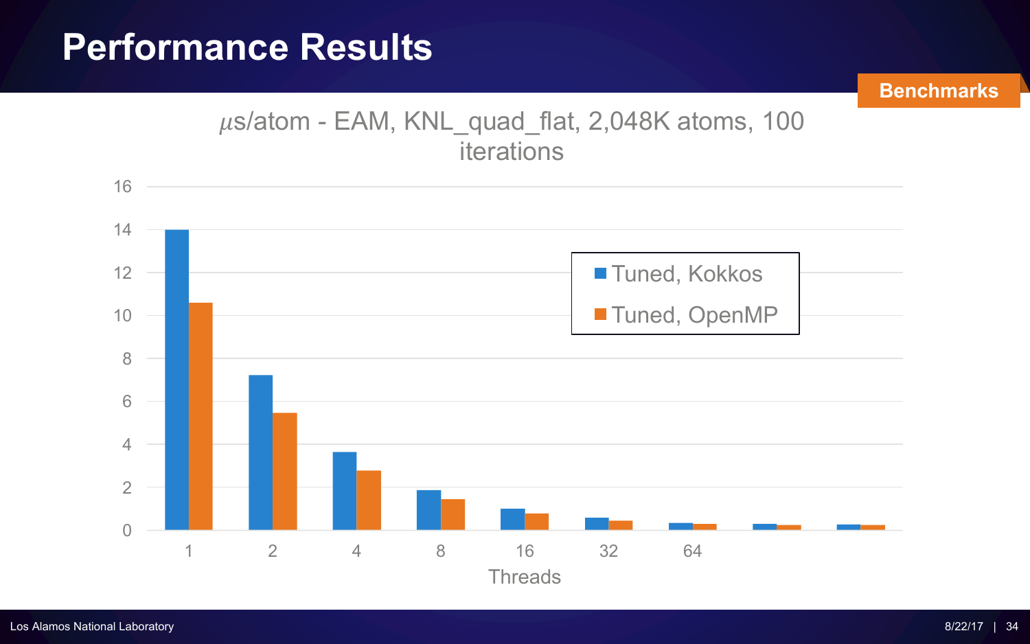# Performance Results

**Benchmarks**

$\mu$s/atom - EAM, KNL_quad_flat, 2,048K atoms, 100 iterations

| Threads | Tuned, Kokkos | Tuned, OpenMP |
|---|---|---|
| 1 | 14 | 10.6 |
| 2 | 7.2 | 5.45 |
| 4 | 3.6 | 2.75 |
| 8 | 1.85 | 1.42 |
| 16 | 0.98 | 0.75 |
| 32 | 0.56 | 0.42 |
| 64 | 0.3 | 0.26 |
| | 0.26 | 0.21 |
| | 0.23 | 0.21 |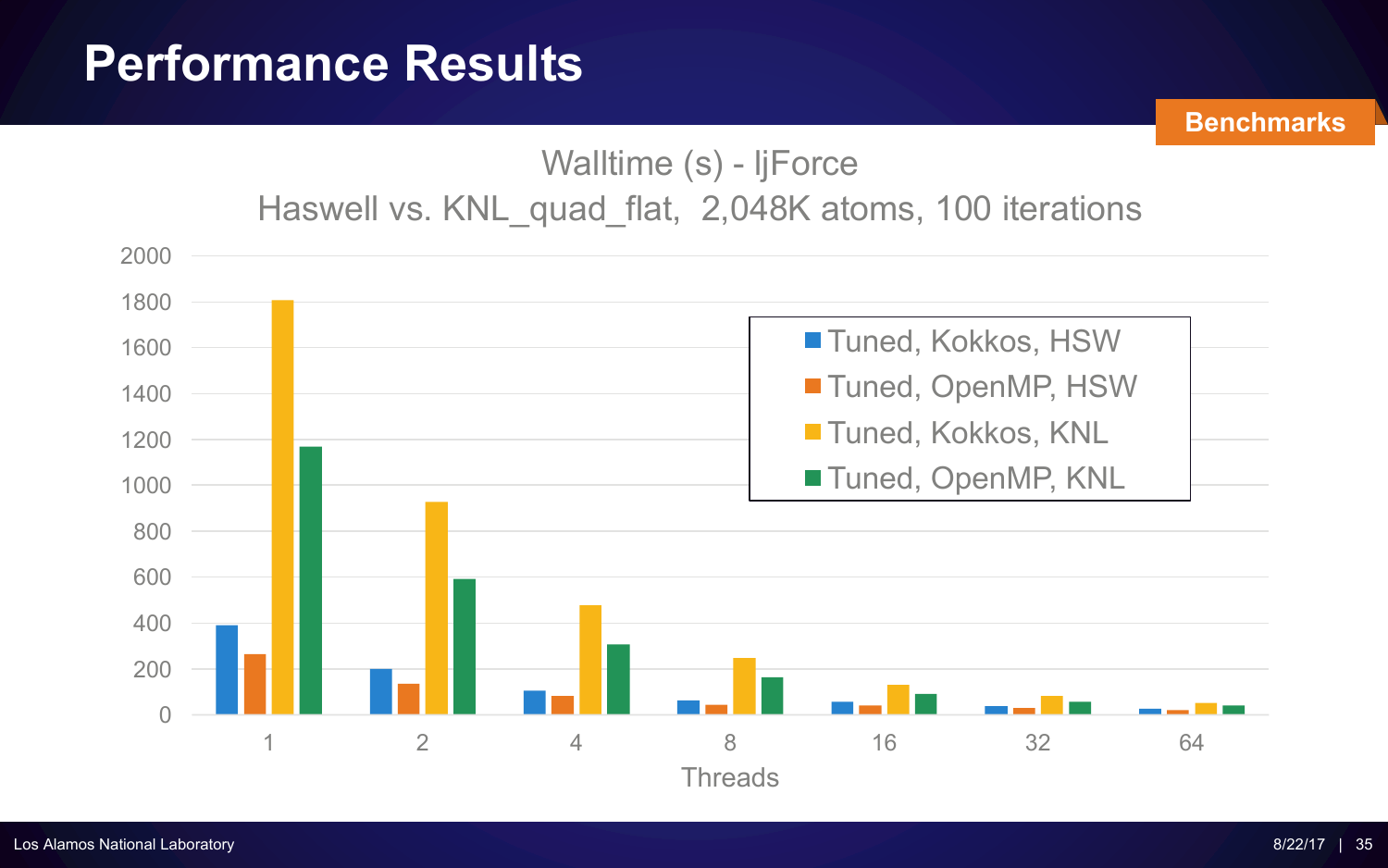# Performance Results

**Benchmarks**

Walltime (s) - ljForce

Haswell vs. KNL_quad_flat, 2,048K atoms, 100 iterations

- Tuned, Kokkos, HSW
- Tuned, OpenMP, HSW
- Tuned, Kokkos, KNL
- Tuned, OpenMP, KNL

Threads: 1, 2, 4, 8, 16, 32, 64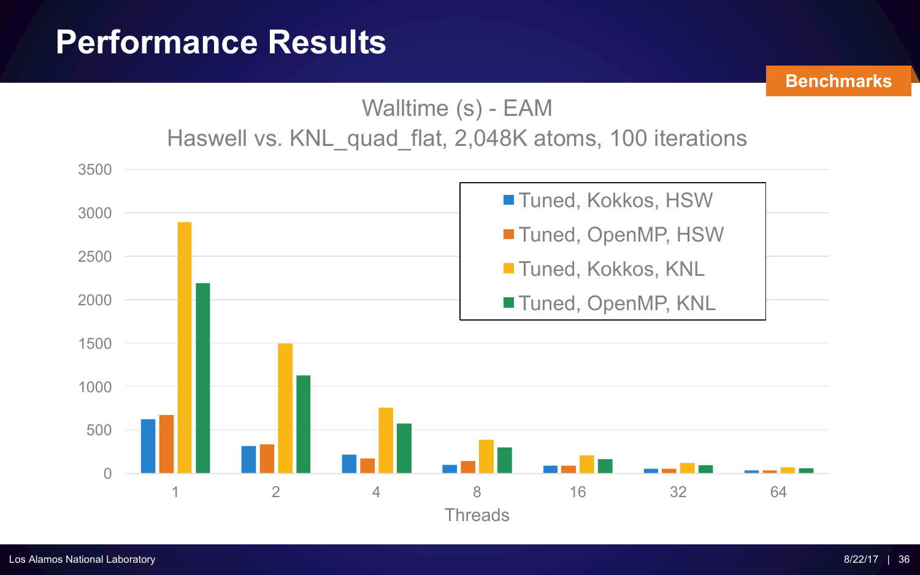# Performance Results

**Benchmarks**

Walltime (s) - EAM

Haswell vs. KNL_quad_flat, 2,048K atoms, 100 iterations

- Tuned, Kokkos, HSW
- Tuned, OpenMP, HSW
- Tuned, Kokkos, KNL
- Tuned, OpenMP, KNL

Y-axis: 0, 500, 1000, 1500, 2000, 2500, 3000, 3500

X-axis (Threads): 1, 2, 4, 8, 16, 32, 64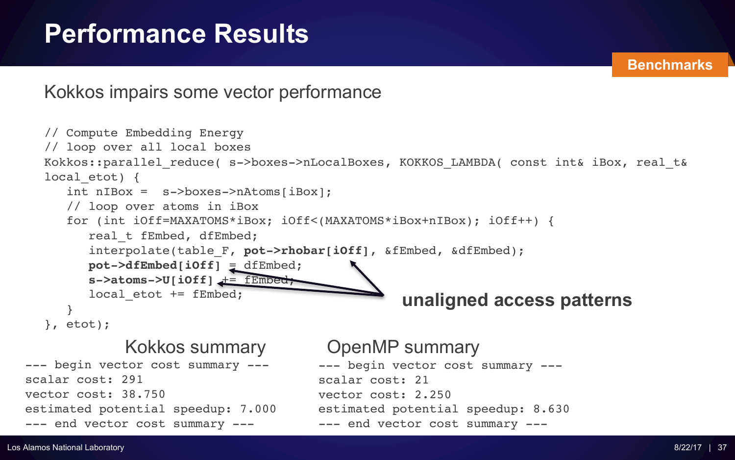# Performance Results

**Benchmarks**

Kokkos impairs some vector performance

```
// Compute Embedding Energy
// loop over all local boxes
Kokkos::parallel_reduce( s->boxes->nLocalBoxes, KOKKOS_LAMBDA( const int& iBox, real_t&
local_etot) {
   int nIBox =  s->boxes->nAtoms[iBox];
   // loop over atoms in iBox
   for (int iOff=MAXATOMS*iBox; iOff<(MAXATOMS*iBox+nIBox); iOff++) {
      real_t fEmbed, dfEmbed;
      interpolate(table_F, pot->rhobar[iOff], &fEmbed, &dfEmbed);
      pot->dfEmbed[iOff] = dfEmbed;
      s->atoms->U[iOff] += fEmbed;
      local_etot += fEmbed;
   }
}, etot);
```

**unaligned access patterns**

Kokkos summary

```
--- begin vector cost summary ---
scalar cost: 291
vector cost: 38.750
estimated potential speedup: 7.000
--- end vector cost summary ---
```

OpenMP summary

```
--- begin vector cost summary ---
scalar cost: 21
vector cost: 2.250
estimated potential speedup: 8.630
--- end vector cost summary ---
```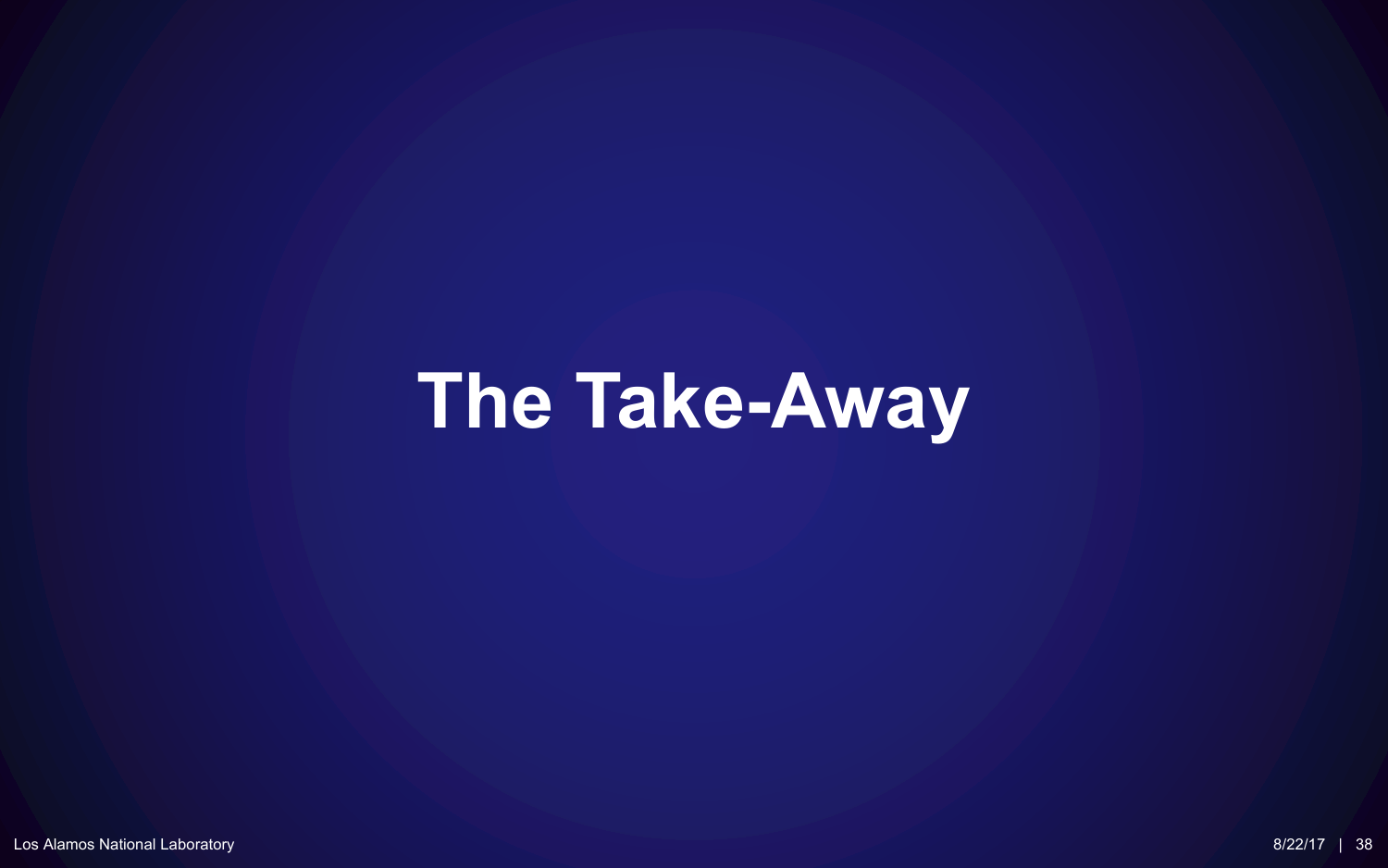# The Take-Away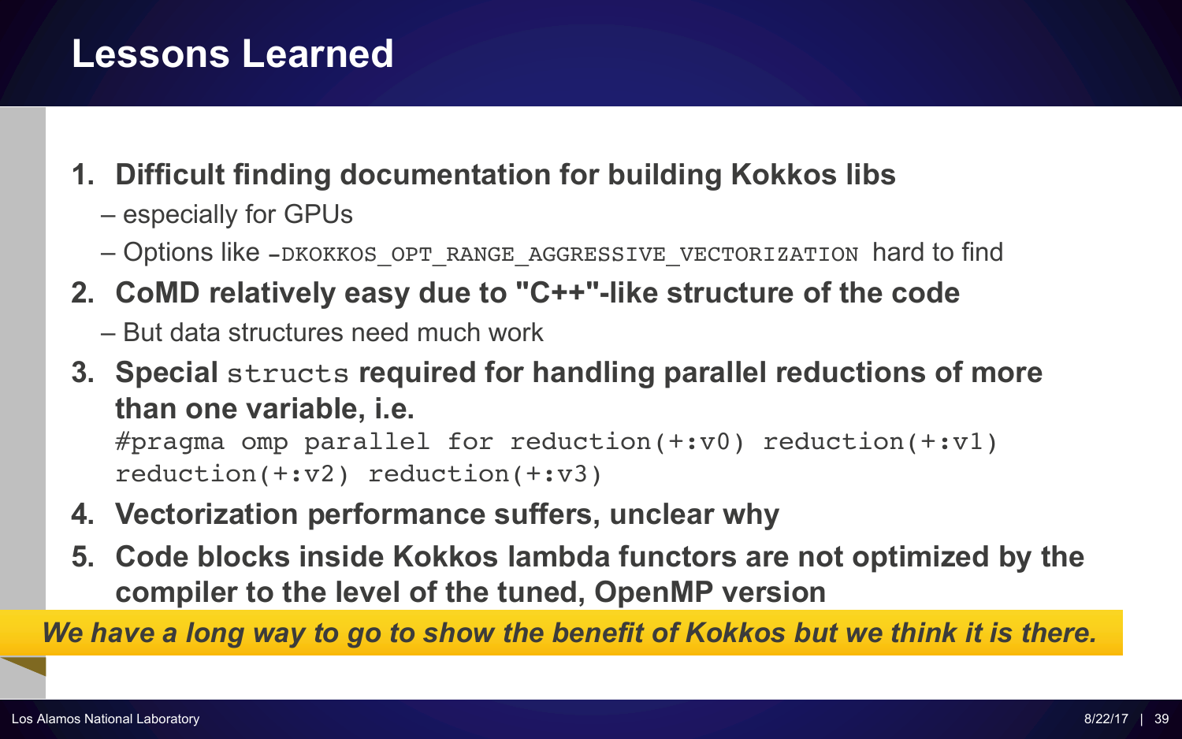# Lessons Learned

1. **Difficult finding documentation for building Kokkos libs**
   - especially for GPUs
   - Options like `-DKOKKOS_OPT_RANGE_AGGRESSIVE_VECTORIZATION` hard to find
2. **CoMD relatively easy due to "C++"-like structure of the code**
   - But data structures need much work
3. **Special `structs` required for handling parallel reductions of more than one variable, i.e.**

   ```
   #pragma omp parallel for reduction(+:v0) reduction(+:v1)
   reduction(+:v2) reduction(+:v3)
   ```

4. **Vectorization performance suffers, unclear why**
5. **Code blocks inside Kokkos lambda functors are not optimized by the compiler to the level of the tuned, OpenMP version**

***We have a long way to go to show the benefit of Kokkos but we think it is there.***